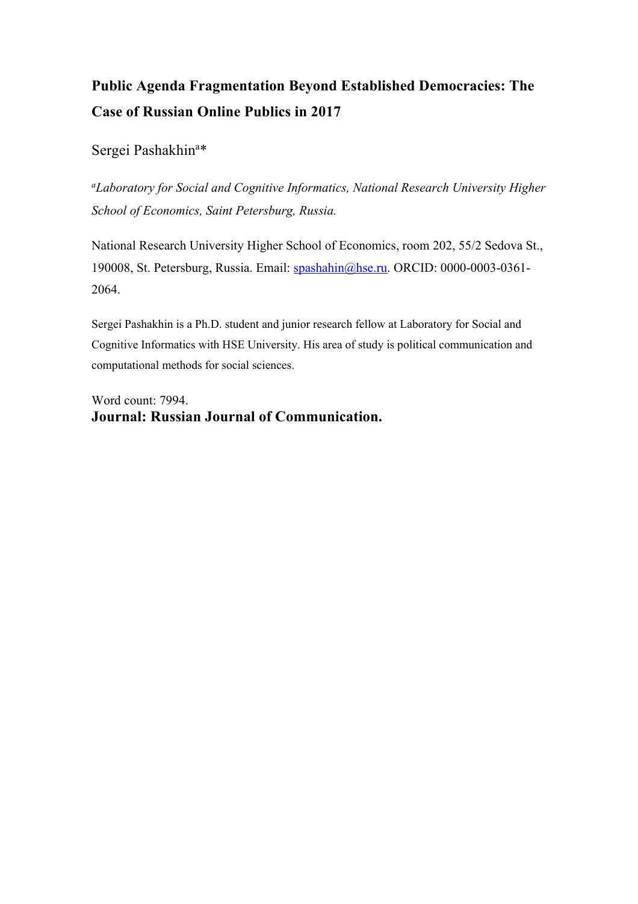# Public Agenda Fragmentation Beyond Established Democracies: The Case of Russian Online Publics in 2017

Sergei Pashakhin[a]*

[a]*Laboratory for Social and Cognitive Informatics, National Research University Higher School of Economics, Saint Petersburg, Russia.*

National Research University Higher School of Economics, room 202, 55/2 Sedova St., 190008, St. Petersburg, Russia. Email: spashahin@hse.ru. ORCID: 0000-0003-0361-2064.

Sergei Pashakhin is a Ph.D. student and junior research fellow at Laboratory for Social and Cognitive Informatics with HSE University. His area of study is political communication and computational methods for social sciences.

Word count: 7994.

**Journal: Russian Journal of Communication.**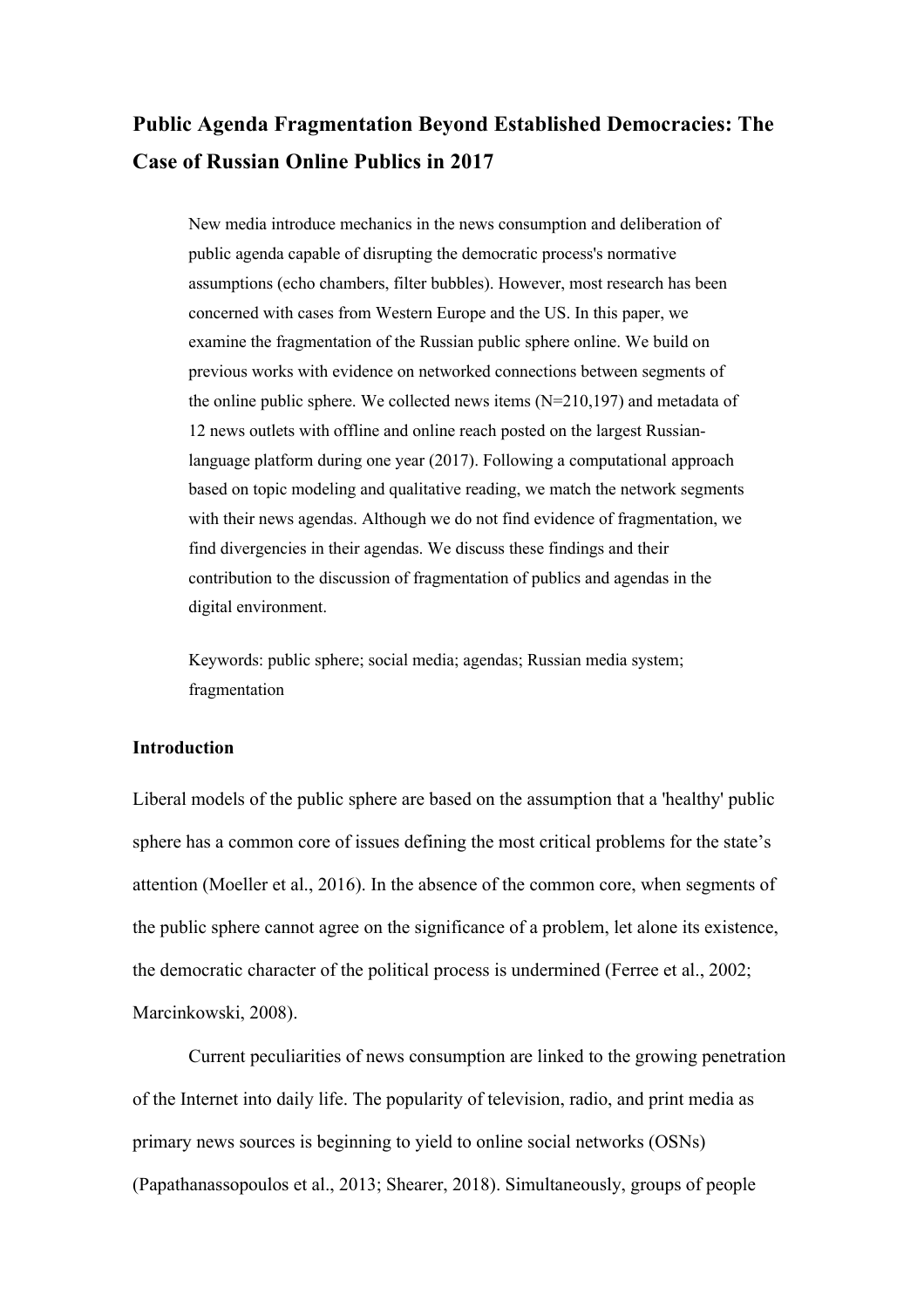# Public Agenda Fragmentation Beyond Established Democracies: The Case of Russian Online Publics in 2017

> New media introduce mechanics in the news consumption and deliberation of public agenda capable of disrupting the democratic process's normative assumptions (echo chambers, filter bubbles). However, most research has been concerned with cases from Western Europe and the US. In this paper, we examine the fragmentation of the Russian public sphere online. We build on previous works with evidence on networked connections between segments of the online public sphere. We collected news items (N=210,197) and metadata of 12 news outlets with offline and online reach posted on the largest Russian-language platform during one year (2017). Following a computational approach based on topic modeling and qualitative reading, we match the network segments with their news agendas. Although we do not find evidence of fragmentation, we find divergencies in their agendas. We discuss these findings and their contribution to the discussion of fragmentation of publics and agendas in the digital environment.
>
> Keywords: public sphere; social media; agendas; Russian media system; fragmentation

## Introduction

Liberal models of the public sphere are based on the assumption that a 'healthy' public sphere has a common core of issues defining the most critical problems for the state's attention (Moeller et al., 2016). In the absence of the common core, when segments of the public sphere cannot agree on the significance of a problem, let alone its existence, the democratic character of the political process is undermined (Ferree et al., 2002; Marcinkowski, 2008).

Current peculiarities of news consumption are linked to the growing penetration of the Internet into daily life. The popularity of television, radio, and print media as primary news sources is beginning to yield to online social networks (OSNs) (Papathanassopoulos et al., 2013; Shearer, 2018). Simultaneously, groups of people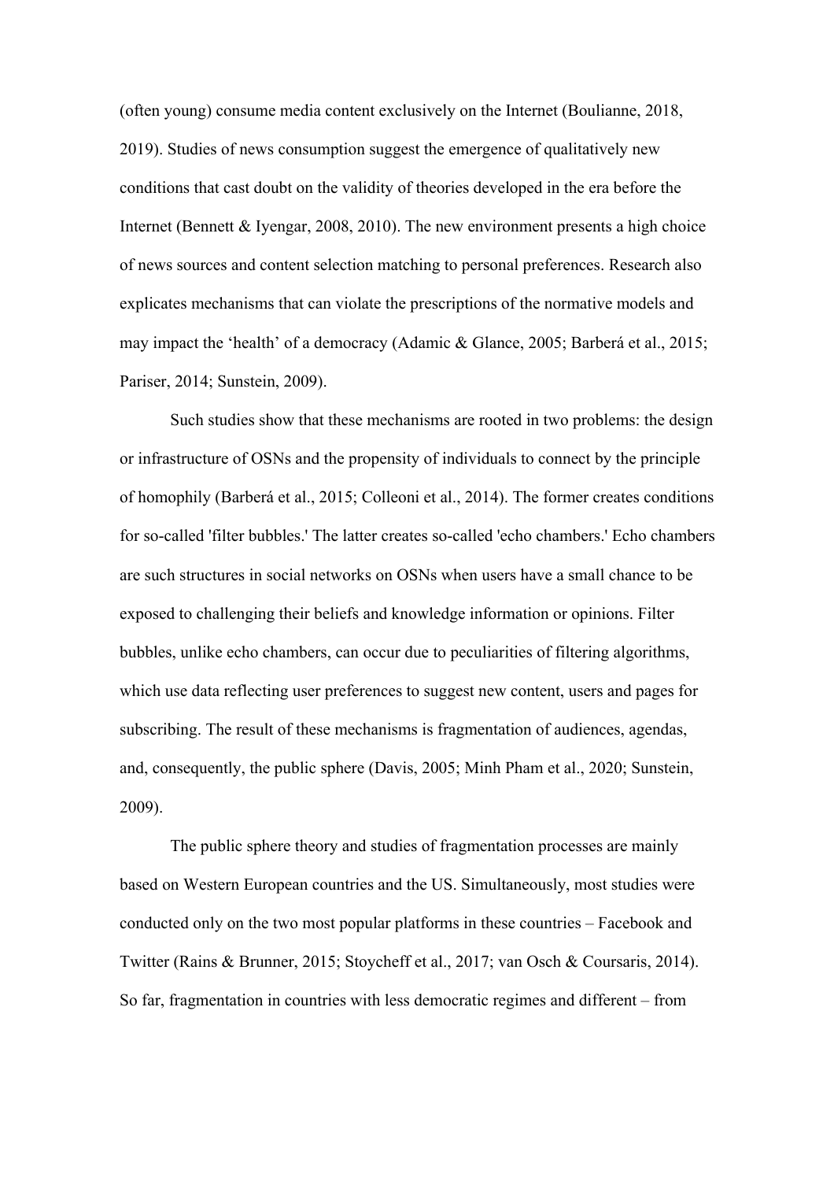(often young) consume media content exclusively on the Internet (Boulianne, 2018, 2019). Studies of news consumption suggest the emergence of qualitatively new conditions that cast doubt on the validity of theories developed in the era before the Internet (Bennett & Iyengar, 2008, 2010). The new environment presents a high choice of news sources and content selection matching to personal preferences. Research also explicates mechanisms that can violate the prescriptions of the normative models and may impact the 'health' of a democracy (Adamic & Glance, 2005; Barberá et al., 2015; Pariser, 2014; Sunstein, 2009).

Such studies show that these mechanisms are rooted in two problems: the design or infrastructure of OSNs and the propensity of individuals to connect by the principle of homophily (Barberá et al., 2015; Colleoni et al., 2014). The former creates conditions for so-called 'filter bubbles.' The latter creates so-called 'echo chambers.' Echo chambers are such structures in social networks on OSNs when users have a small chance to be exposed to challenging their beliefs and knowledge information or opinions. Filter bubbles, unlike echo chambers, can occur due to peculiarities of filtering algorithms, which use data reflecting user preferences to suggest new content, users and pages for subscribing. The result of these mechanisms is fragmentation of audiences, agendas, and, consequently, the public sphere (Davis, 2005; Minh Pham et al., 2020; Sunstein, 2009).

The public sphere theory and studies of fragmentation processes are mainly based on Western European countries and the US. Simultaneously, most studies were conducted only on the two most popular platforms in these countries – Facebook and Twitter (Rains & Brunner, 2015; Stoycheff et al., 2017; van Osch & Coursaris, 2014). So far, fragmentation in countries with less democratic regimes and different – from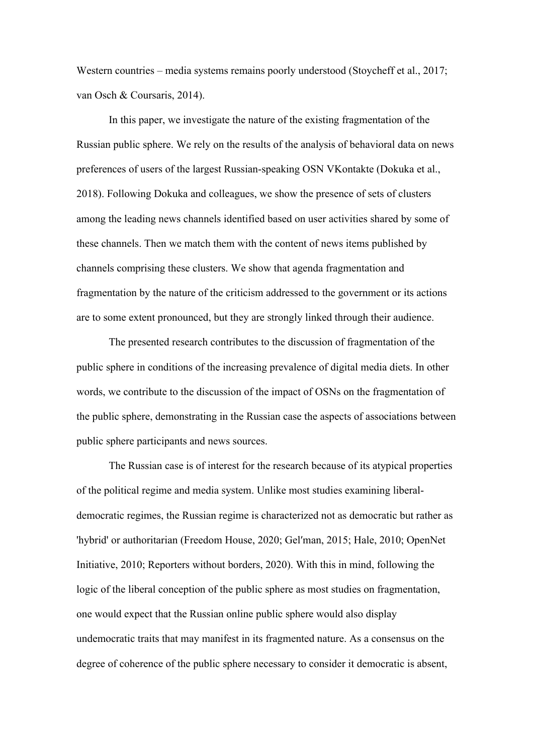Western countries – media systems remains poorly understood (Stoycheff et al., 2017; van Osch & Coursaris, 2014).

In this paper, we investigate the nature of the existing fragmentation of the Russian public sphere. We rely on the results of the analysis of behavioral data on news preferences of users of the largest Russian-speaking OSN VKontakte (Dokuka et al., 2018). Following Dokuka and colleagues, we show the presence of sets of clusters among the leading news channels identified based on user activities shared by some of these channels. Then we match them with the content of news items published by channels comprising these clusters. We show that agenda fragmentation and fragmentation by the nature of the criticism addressed to the government or its actions are to some extent pronounced, but they are strongly linked through their audience.

The presented research contributes to the discussion of fragmentation of the public sphere in conditions of the increasing prevalence of digital media diets. In other words, we contribute to the discussion of the impact of OSNs on the fragmentation of the public sphere, demonstrating in the Russian case the aspects of associations between public sphere participants and news sources.

The Russian case is of interest for the research because of its atypical properties of the political regime and media system. Unlike most studies examining liberal-democratic regimes, the Russian regime is characterized not as democratic but rather as 'hybrid' or authoritarian (Freedom House, 2020; Gelʹman, 2015; Hale, 2010; OpenNet Initiative, 2010; Reporters without borders, 2020). With this in mind, following the logic of the liberal conception of the public sphere as most studies on fragmentation, one would expect that the Russian online public sphere would also display undemocratic traits that may manifest in its fragmented nature. As a consensus on the degree of coherence of the public sphere necessary to consider it democratic is absent,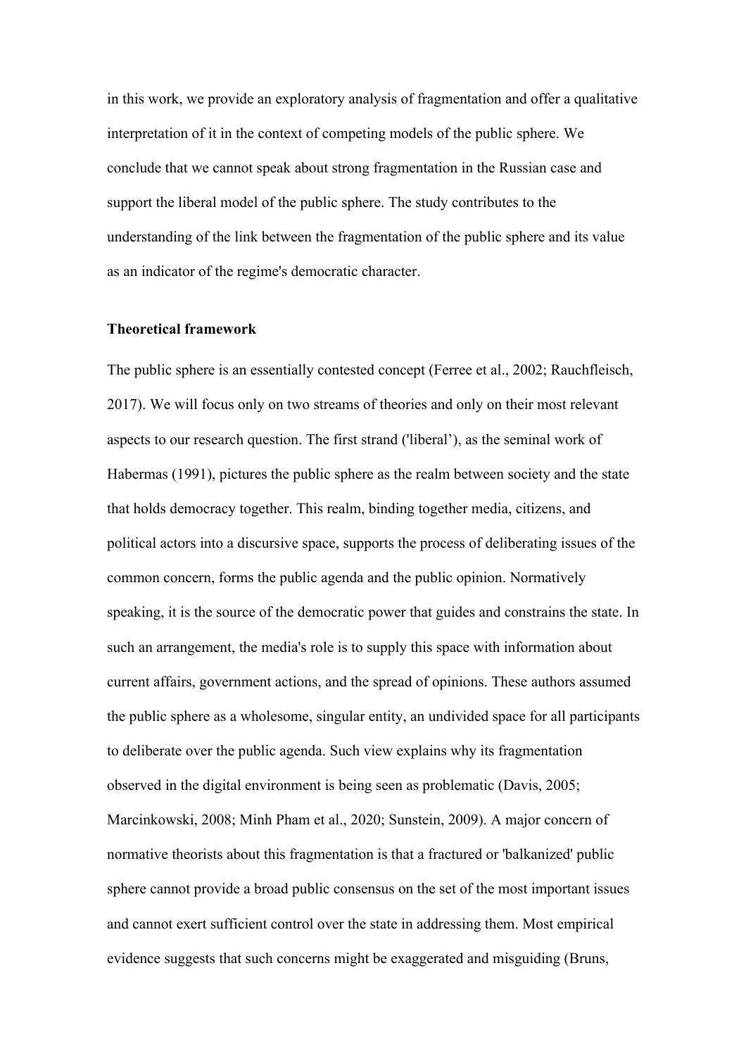in this work, we provide an exploratory analysis of fragmentation and offer a qualitative interpretation of it in the context of competing models of the public sphere. We conclude that we cannot speak about strong fragmentation in the Russian case and support the liberal model of the public sphere. The study contributes to the understanding of the link between the fragmentation of the public sphere and its value as an indicator of the regime's democratic character.

**Theoretical framework**

The public sphere is an essentially contested concept (Ferree et al., 2002; Rauchfleisch, 2017). We will focus only on two streams of theories and only on their most relevant aspects to our research question. The first strand ('liberal'), as the seminal work of Habermas (1991), pictures the public sphere as the realm between society and the state that holds democracy together. This realm, binding together media, citizens, and political actors into a discursive space, supports the process of deliberating issues of the common concern, forms the public agenda and the public opinion. Normatively speaking, it is the source of the democratic power that guides and constrains the state. In such an arrangement, the media's role is to supply this space with information about current affairs, government actions, and the spread of opinions. These authors assumed the public sphere as a wholesome, singular entity, an undivided space for all participants to deliberate over the public agenda. Such view explains why its fragmentation observed in the digital environment is being seen as problematic (Davis, 2005; Marcinkowski, 2008; Minh Pham et al., 2020; Sunstein, 2009). A major concern of normative theorists about this fragmentation is that a fractured or 'balkanized' public sphere cannot provide a broad public consensus on the set of the most important issues and cannot exert sufficient control over the state in addressing them. Most empirical evidence suggests that such concerns might be exaggerated and misguiding (Bruns,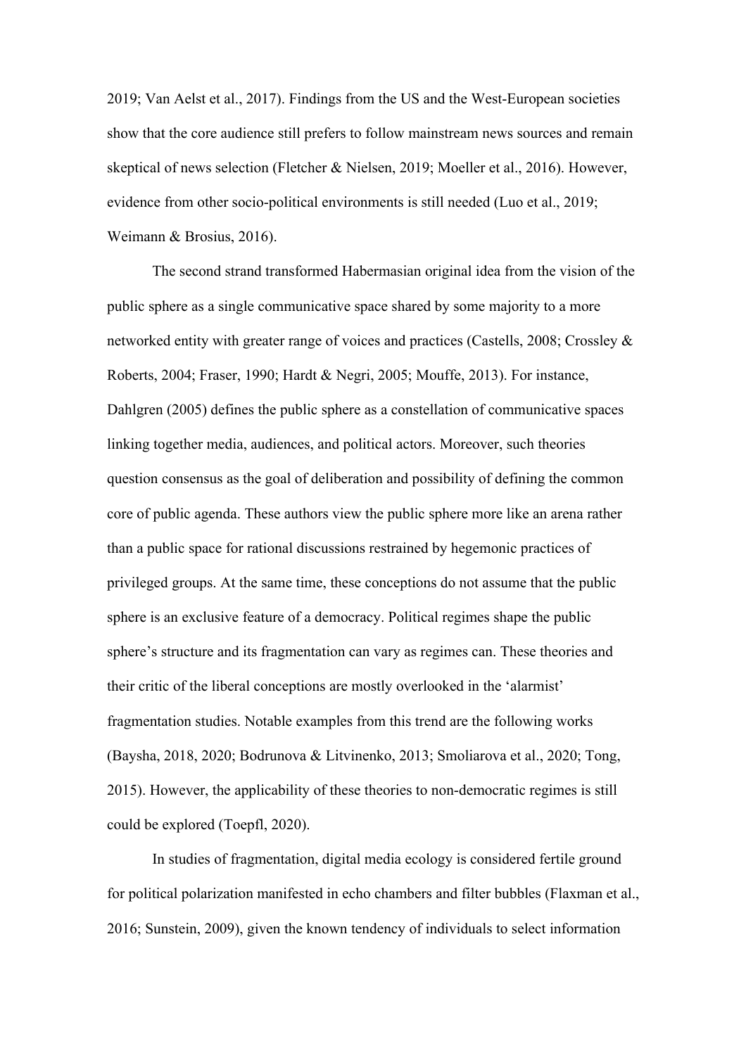2019; Van Aelst et al., 2017). Findings from the US and the West-European societies show that the core audience still prefers to follow mainstream news sources and remain skeptical of news selection (Fletcher & Nielsen, 2019; Moeller et al., 2016). However, evidence from other socio-political environments is still needed (Luo et al., 2019; Weimann & Brosius, 2016).

The second strand transformed Habermasian original idea from the vision of the public sphere as a single communicative space shared by some majority to a more networked entity with greater range of voices and practices (Castells, 2008; Crossley & Roberts, 2004; Fraser, 1990; Hardt & Negri, 2005; Mouffe, 2013). For instance, Dahlgren (2005) defines the public sphere as a constellation of communicative spaces linking together media, audiences, and political actors. Moreover, such theories question consensus as the goal of deliberation and possibility of defining the common core of public agenda. These authors view the public sphere more like an arena rather than a public space for rational discussions restrained by hegemonic practices of privileged groups. At the same time, these conceptions do not assume that the public sphere is an exclusive feature of a democracy. Political regimes shape the public sphere's structure and its fragmentation can vary as regimes can. These theories and their critic of the liberal conceptions are mostly overlooked in the 'alarmist' fragmentation studies. Notable examples from this trend are the following works (Baysha, 2018, 2020; Bodrunova & Litvinenko, 2013; Smoliarova et al., 2020; Tong, 2015). However, the applicability of these theories to non-democratic regimes is still could be explored (Toepfl, 2020).

In studies of fragmentation, digital media ecology is considered fertile ground for political polarization manifested in echo chambers and filter bubbles (Flaxman et al., 2016; Sunstein, 2009), given the known tendency of individuals to select information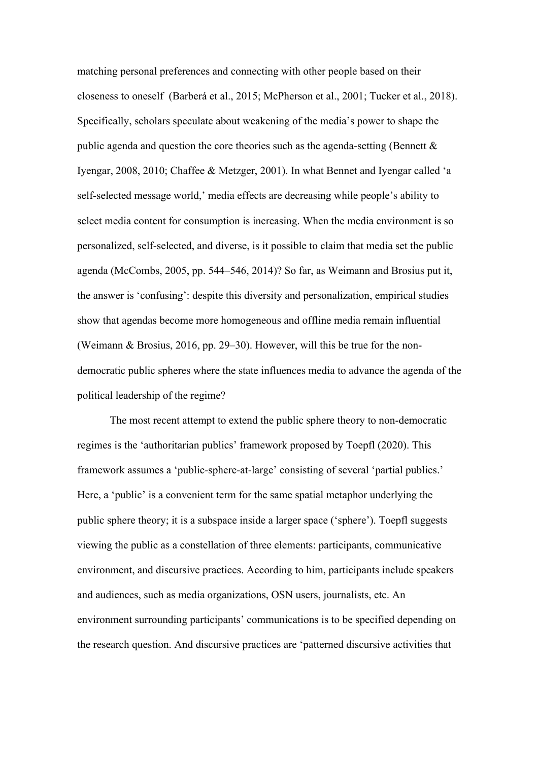matching personal preferences and connecting with other people based on their closeness to oneself (Barberá et al., 2015; McPherson et al., 2001; Tucker et al., 2018). Specifically, scholars speculate about weakening of the media's power to shape the public agenda and question the core theories such as the agenda-setting (Bennett & Iyengar, 2008, 2010; Chaffee & Metzger, 2001). In what Bennet and Iyengar called 'a self-selected message world,' media effects are decreasing while people's ability to select media content for consumption is increasing. When the media environment is so personalized, self-selected, and diverse, is it possible to claim that media set the public agenda (McCombs, 2005, pp. 544–546, 2014)? So far, as Weimann and Brosius put it, the answer is 'confusing': despite this diversity and personalization, empirical studies show that agendas become more homogeneous and offline media remain influential (Weimann & Brosius, 2016, pp. 29–30). However, will this be true for the non-democratic public spheres where the state influences media to advance the agenda of the political leadership of the regime?

The most recent attempt to extend the public sphere theory to non-democratic regimes is the 'authoritarian publics' framework proposed by Toepfl (2020). This framework assumes a 'public-sphere-at-large' consisting of several 'partial publics.' Here, a 'public' is a convenient term for the same spatial metaphor underlying the public sphere theory; it is a subspace inside a larger space ('sphere'). Toepfl suggests viewing the public as a constellation of three elements: participants, communicative environment, and discursive practices. According to him, participants include speakers and audiences, such as media organizations, OSN users, journalists, etc. An environment surrounding participants' communications is to be specified depending on the research question. And discursive practices are 'patterned discursive activities that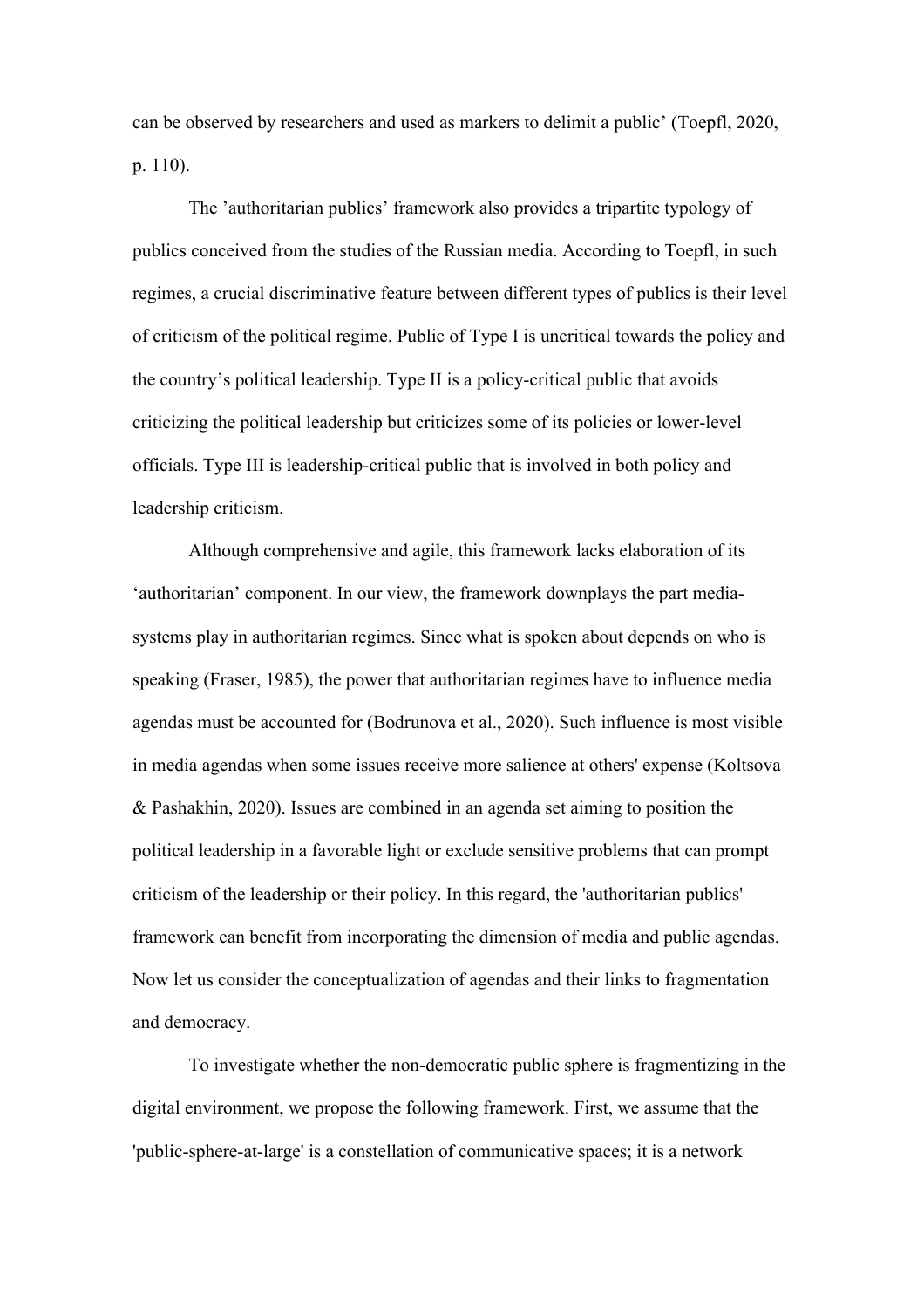can be observed by researchers and used as markers to delimit a public' (Toepfl, 2020, p. 110).

The 'authoritarian publics' framework also provides a tripartite typology of publics conceived from the studies of the Russian media. According to Toepfl, in such regimes, a crucial discriminative feature between different types of publics is their level of criticism of the political regime. Public of Type I is uncritical towards the policy and the country's political leadership. Type II is a policy-critical public that avoids criticizing the political leadership but criticizes some of its policies or lower-level officials. Type III is leadership-critical public that is involved in both policy and leadership criticism.

Although comprehensive and agile, this framework lacks elaboration of its 'authoritarian' component. In our view, the framework downplays the part media-systems play in authoritarian regimes. Since what is spoken about depends on who is speaking (Fraser, 1985), the power that authoritarian regimes have to influence media agendas must be accounted for (Bodrunova et al., 2020). Such influence is most visible in media agendas when some issues receive more salience at others' expense (Koltsova & Pashakhin, 2020). Issues are combined in an agenda set aiming to position the political leadership in a favorable light or exclude sensitive problems that can prompt criticism of the leadership or their policy. In this regard, the 'authoritarian publics' framework can benefit from incorporating the dimension of media and public agendas. Now let us consider the conceptualization of agendas and their links to fragmentation and democracy.

To investigate whether the non-democratic public sphere is fragmentizing in the digital environment, we propose the following framework. First, we assume that the 'public-sphere-at-large' is a constellation of communicative spaces; it is a network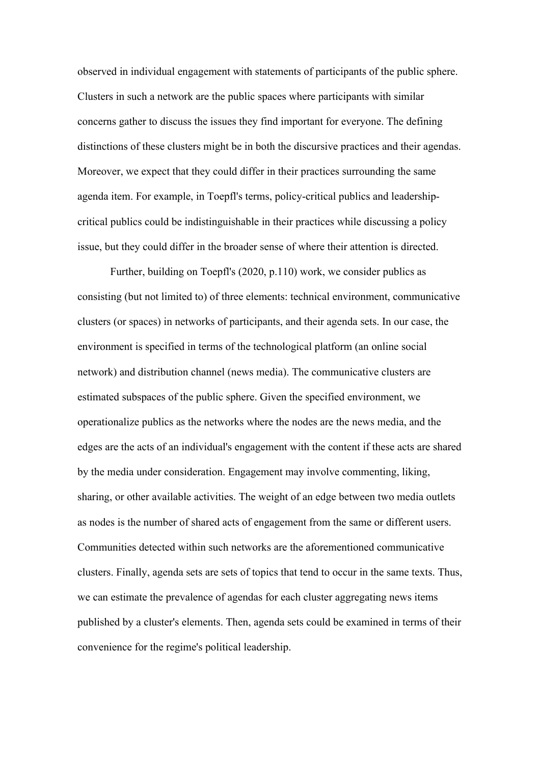observed in individual engagement with statements of participants of the public sphere. Clusters in such a network are the public spaces where participants with similar concerns gather to discuss the issues they find important for everyone. The defining distinctions of these clusters might be in both the discursive practices and their agendas. Moreover, we expect that they could differ in their practices surrounding the same agenda item. For example, in Toepfl's terms, policy-critical publics and leadership-critical publics could be indistinguishable in their practices while discussing a policy issue, but they could differ in the broader sense of where their attention is directed.

Further, building on Toepfl's (2020, p.110) work, we consider publics as consisting (but not limited to) of three elements: technical environment, communicative clusters (or spaces) in networks of participants, and their agenda sets. In our case, the environment is specified in terms of the technological platform (an online social network) and distribution channel (news media). The communicative clusters are estimated subspaces of the public sphere. Given the specified environment, we operationalize publics as the networks where the nodes are the news media, and the edges are the acts of an individual's engagement with the content if these acts are shared by the media under consideration. Engagement may involve commenting, liking, sharing, or other available activities. The weight of an edge between two media outlets as nodes is the number of shared acts of engagement from the same or different users. Communities detected within such networks are the aforementioned communicative clusters. Finally, agenda sets are sets of topics that tend to occur in the same texts. Thus, we can estimate the prevalence of agendas for each cluster aggregating news items published by a cluster's elements. Then, agenda sets could be examined in terms of their convenience for the regime's political leadership.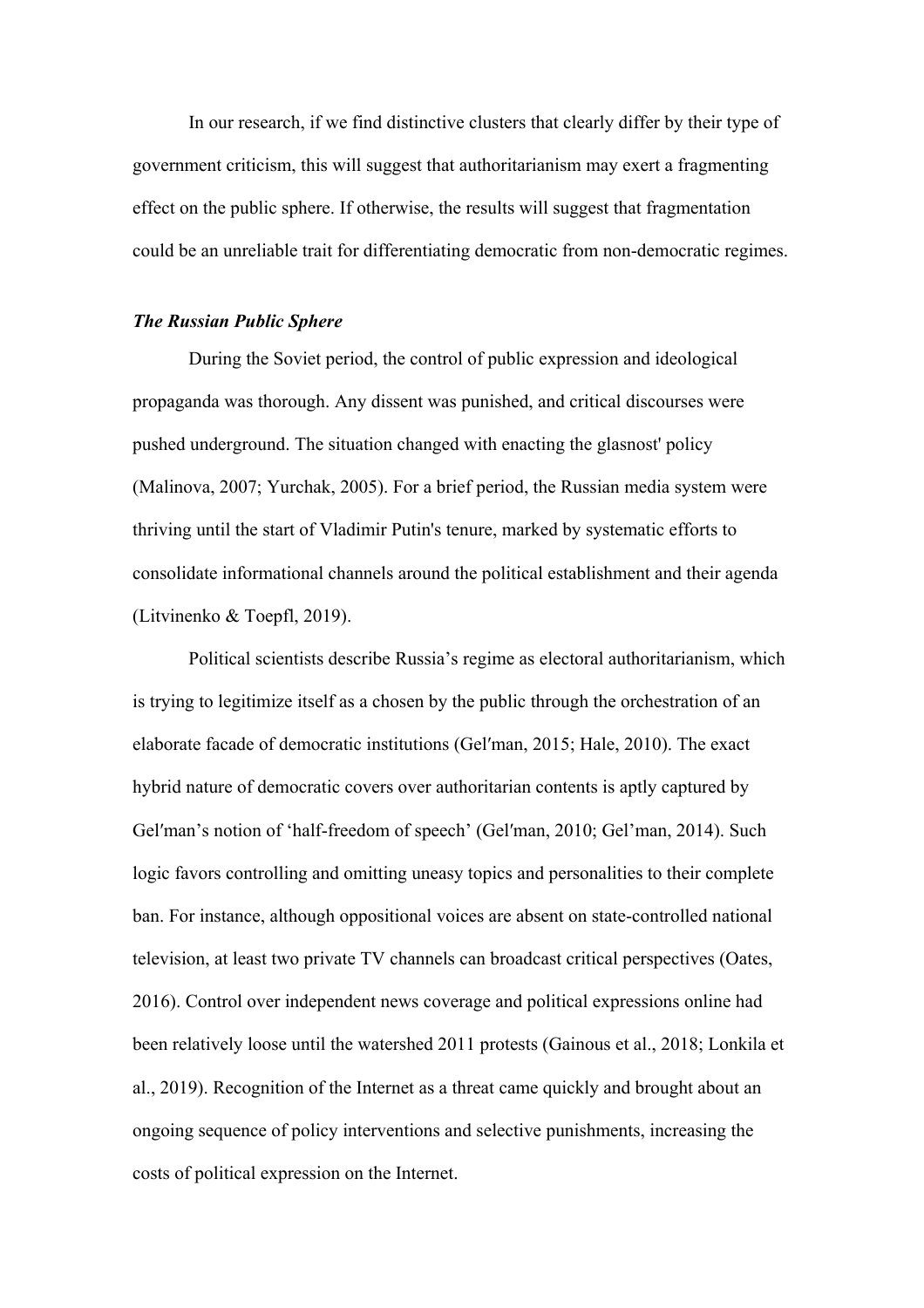In our research, if we find distinctive clusters that clearly differ by their type of government criticism, this will suggest that authoritarianism may exert a fragmenting effect on the public sphere. If otherwise, the results will suggest that fragmentation could be an unreliable trait for differentiating democratic from non-democratic regimes.

### *The Russian Public Sphere*

During the Soviet period, the control of public expression and ideological propaganda was thorough. Any dissent was punished, and critical discourses were pushed underground. The situation changed with enacting the glasnost' policy (Malinova, 2007; Yurchak, 2005). For a brief period, the Russian media system were thriving until the start of Vladimir Putin's tenure, marked by systematic efforts to consolidate informational channels around the political establishment and their agenda (Litvinenko & Toepfl, 2019).

Political scientists describe Russia's regime as electoral authoritarianism, which is trying to legitimize itself as a chosen by the public through the orchestration of an elaborate facade of democratic institutions (Gel′man, 2015; Hale, 2010). The exact hybrid nature of democratic covers over authoritarian contents is aptly captured by Gel′man's notion of 'half-freedom of speech' (Gel′man, 2010; Gel'man, 2014). Such logic favors controlling and omitting uneasy topics and personalities to their complete ban. For instance, although oppositional voices are absent on state-controlled national television, at least two private TV channels can broadcast critical perspectives (Oates, 2016). Control over independent news coverage and political expressions online had been relatively loose until the watershed 2011 protests (Gainous et al., 2018; Lonkila et al., 2019). Recognition of the Internet as a threat came quickly and brought about an ongoing sequence of policy interventions and selective punishments, increasing the costs of political expression on the Internet.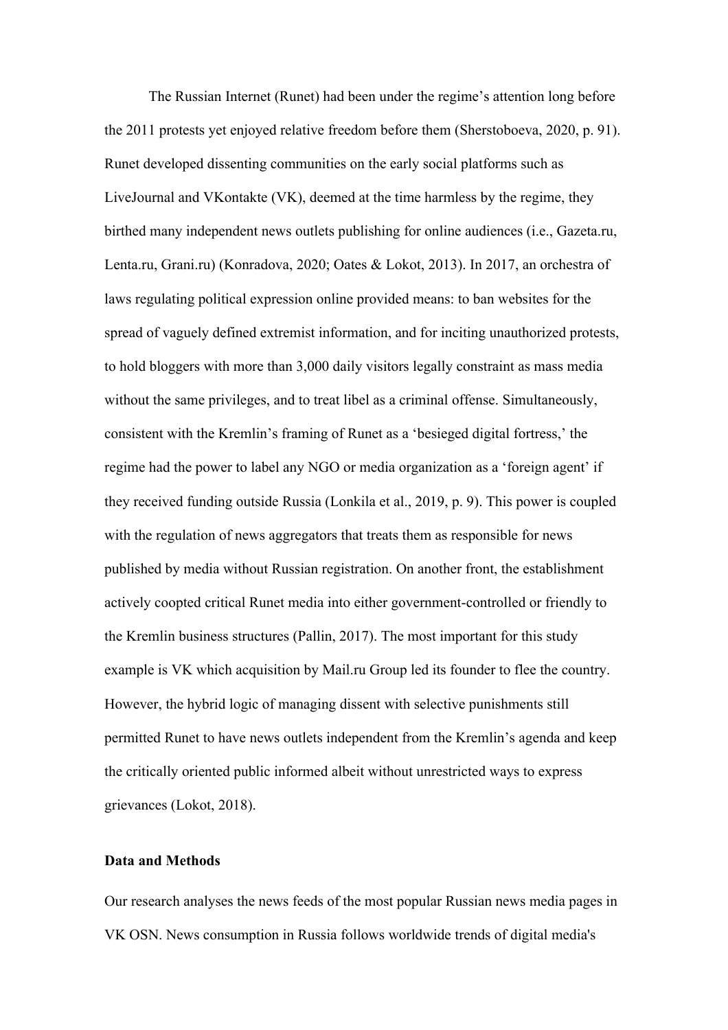The Russian Internet (Runet) had been under the regime's attention long before the 2011 protests yet enjoyed relative freedom before them (Sherstoboeva, 2020, p. 91). Runet developed dissenting communities on the early social platforms such as LiveJournal and VKontakte (VK), deemed at the time harmless by the regime, they birthed many independent news outlets publishing for online audiences (i.e., Gazeta.ru, Lenta.ru, Grani.ru) (Konradova, 2020; Oates & Lokot, 2013). In 2017, an orchestra of laws regulating political expression online provided means: to ban websites for the spread of vaguely defined extremist information, and for inciting unauthorized protests, to hold bloggers with more than 3,000 daily visitors legally constraint as mass media without the same privileges, and to treat libel as a criminal offense. Simultaneously, consistent with the Kremlin's framing of Runet as a 'besieged digital fortress,' the regime had the power to label any NGO or media organization as a 'foreign agent' if they received funding outside Russia (Lonkila et al., 2019, p. 9). This power is coupled with the regulation of news aggregators that treats them as responsible for news published by media without Russian registration. On another front, the establishment actively coopted critical Runet media into either government-controlled or friendly to the Kremlin business structures (Pallin, 2017). The most important for this study example is VK which acquisition by Mail.ru Group led its founder to flee the country. However, the hybrid logic of managing dissent with selective punishments still permitted Runet to have news outlets independent from the Kremlin's agenda and keep the critically oriented public informed albeit without unrestricted ways to express grievances (Lokot, 2018).

## Data and Methods

Our research analyses the news feeds of the most popular Russian news media pages in VK OSN. News consumption in Russia follows worldwide trends of digital media's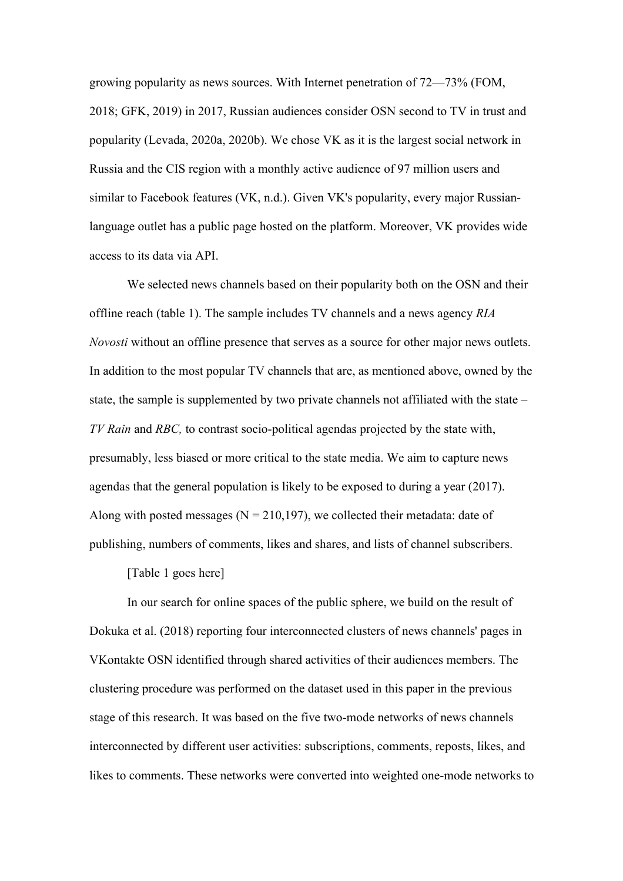growing popularity as news sources. With Internet penetration of 72—73% (FOM, 2018; GFK, 2019) in 2017, Russian audiences consider OSN second to TV in trust and popularity (Levada, 2020a, 2020b). We chose VK as it is the largest social network in Russia and the CIS region with a monthly active audience of 97 million users and similar to Facebook features (VK, n.d.). Given VK's popularity, every major Russian-language outlet has a public page hosted on the platform. Moreover, VK provides wide access to its data via API.

We selected news channels based on their popularity both on the OSN and their offline reach (table 1). The sample includes TV channels and a news agency *RIA Novosti* without an offline presence that serves as a source for other major news outlets. In addition to the most popular TV channels that are, as mentioned above, owned by the state, the sample is supplemented by two private channels not affiliated with the state – *TV Rain* and *RBC,* to contrast socio-political agendas projected by the state with, presumably, less biased or more critical to the state media. We aim to capture news agendas that the general population is likely to be exposed to during a year (2017). Along with posted messages (N = 210,197), we collected their metadata: date of publishing, numbers of comments, likes and shares, and lists of channel subscribers.

[Table 1 goes here]

In our search for online spaces of the public sphere, we build on the result of Dokuka et al. (2018) reporting four interconnected clusters of news channels' pages in VKontakte OSN identified through shared activities of their audiences members. The clustering procedure was performed on the dataset used in this paper in the previous stage of this research. It was based on the five two-mode networks of news channels interconnected by different user activities: subscriptions, comments, reposts, likes, and likes to comments. These networks were converted into weighted one-mode networks to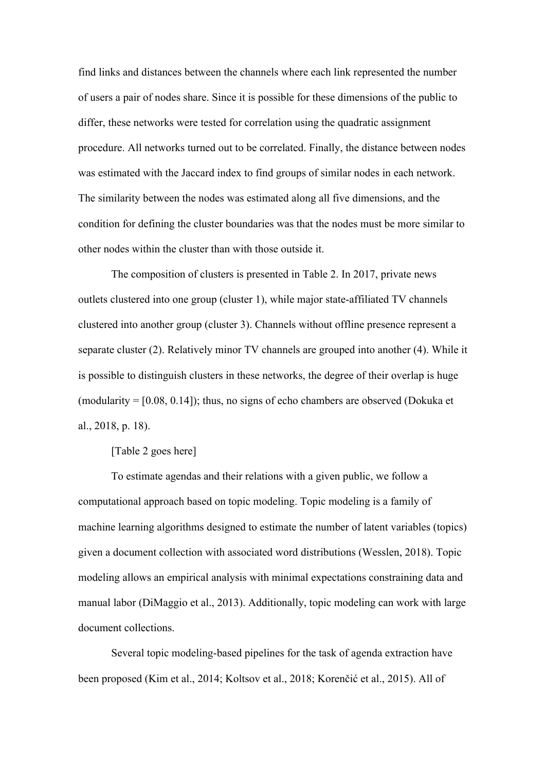find links and distances between the channels where each link represented the number of users a pair of nodes share. Since it is possible for these dimensions of the public to differ, these networks were tested for correlation using the quadratic assignment procedure. All networks turned out to be correlated. Finally, the distance between nodes was estimated with the Jaccard index to find groups of similar nodes in each network. The similarity between the nodes was estimated along all five dimensions, and the condition for defining the cluster boundaries was that the nodes must be more similar to other nodes within the cluster than with those outside it.

The composition of clusters is presented in Table 2. In 2017, private news outlets clustered into one group (cluster 1), while major state-affiliated TV channels clustered into another group (cluster 3). Channels without offline presence represent a separate cluster (2). Relatively minor TV channels are grouped into another (4). While it is possible to distinguish clusters in these networks, the degree of their overlap is huge (modularity = [0.08, 0.14]); thus, no signs of echo chambers are observed (Dokuka et al., 2018, p. 18).

[Table 2 goes here]

To estimate agendas and their relations with a given public, we follow a computational approach based on topic modeling. Topic modeling is a family of machine learning algorithms designed to estimate the number of latent variables (topics) given a document collection with associated word distributions (Wesslen, 2018). Topic modeling allows an empirical analysis with minimal expectations constraining data and manual labor (DiMaggio et al., 2013). Additionally, topic modeling can work with large document collections.

Several topic modeling-based pipelines for the task of agenda extraction have been proposed (Kim et al., 2014; Koltsov et al., 2018; Korenčić et al., 2015). All of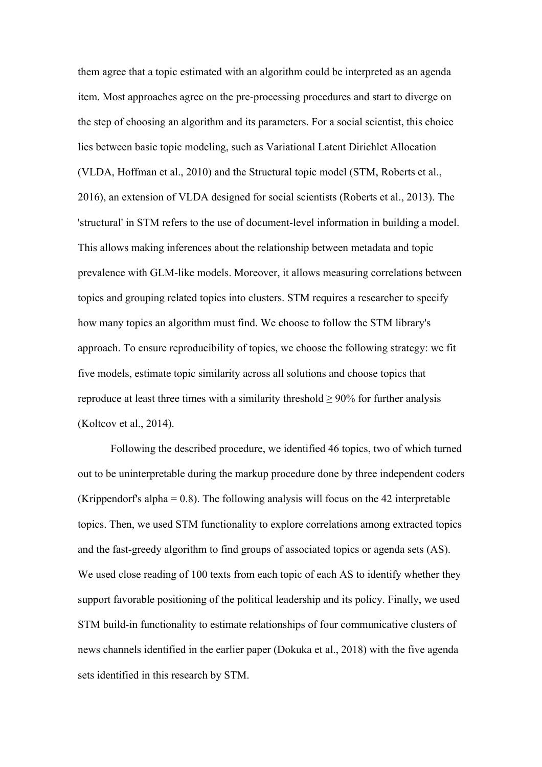them agree that a topic estimated with an algorithm could be interpreted as an agenda item. Most approaches agree on the pre-processing procedures and start to diverge on the step of choosing an algorithm and its parameters. For a social scientist, this choice lies between basic topic modeling, such as Variational Latent Dirichlet Allocation (VLDA, Hoffman et al., 2010) and the Structural topic model (STM, Roberts et al., 2016), an extension of VLDA designed for social scientists (Roberts et al., 2013). The 'structural' in STM refers to the use of document-level information in building a model. This allows making inferences about the relationship between metadata and topic prevalence with GLM-like models. Moreover, it allows measuring correlations between topics and grouping related topics into clusters. STM requires a researcher to specify how many topics an algorithm must find. We choose to follow the STM library's approach. To ensure reproducibility of topics, we choose the following strategy: we fit five models, estimate topic similarity across all solutions and choose topics that reproduce at least three times with a similarity threshold ≥ 90% for further analysis (Koltcov et al., 2014).

Following the described procedure, we identified 46 topics, two of which turned out to be uninterpretable during the markup procedure done by three independent coders (Krippendorf's alpha = 0.8). The following analysis will focus on the 42 interpretable topics. Then, we used STM functionality to explore correlations among extracted topics and the fast-greedy algorithm to find groups of associated topics or agenda sets (AS). We used close reading of 100 texts from each topic of each AS to identify whether they support favorable positioning of the political leadership and its policy. Finally, we used STM build-in functionality to estimate relationships of four communicative clusters of news channels identified in the earlier paper (Dokuka et al., 2018) with the five agenda sets identified in this research by STM.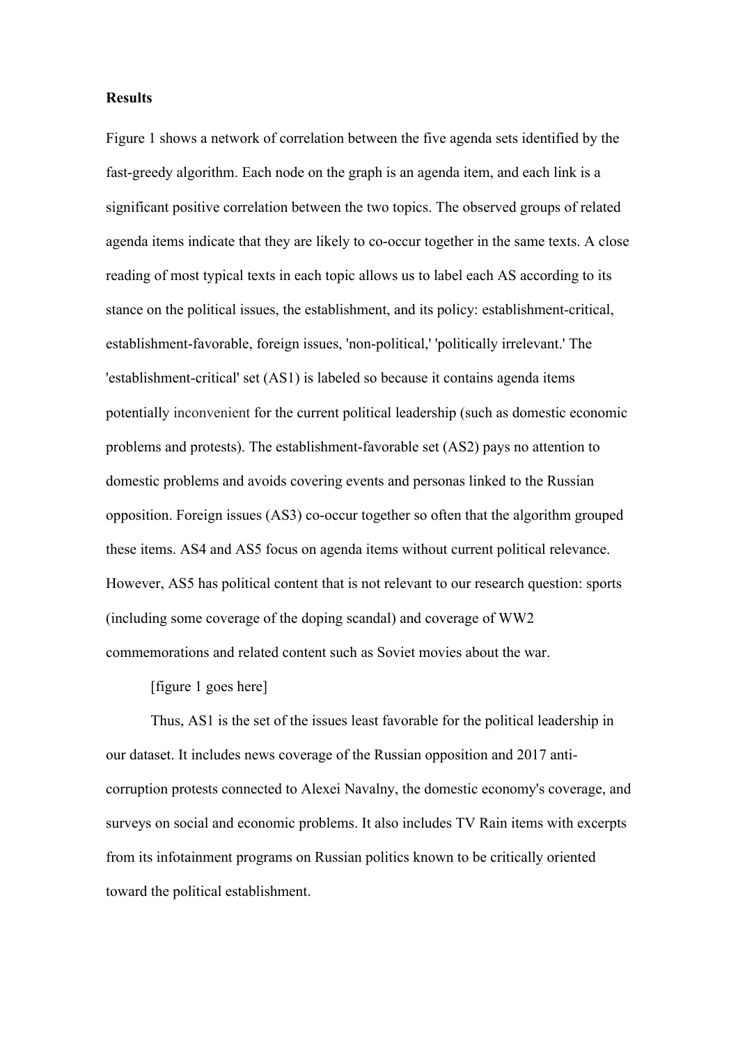**Results**

Figure 1 shows a network of correlation between the five agenda sets identified by the fast-greedy algorithm. Each node on the graph is an agenda item, and each link is a significant positive correlation between the two topics. The observed groups of related agenda items indicate that they are likely to co-occur together in the same texts. A close reading of most typical texts in each topic allows us to label each AS according to its stance on the political issues, the establishment, and its policy: establishment-critical, establishment-favorable, foreign issues, 'non-political,' 'politically irrelevant.' The 'establishment-critical' set (AS1) is labeled so because it contains agenda items potentially inconvenient for the current political leadership (such as domestic economic problems and protests). The establishment-favorable set (AS2) pays no attention to domestic problems and avoids covering events and personas linked to the Russian opposition. Foreign issues (AS3) co-occur together so often that the algorithm grouped these items. AS4 and AS5 focus on agenda items without current political relevance. However, AS5 has political content that is not relevant to our research question: sports (including some coverage of the doping scandal) and coverage of WW2 commemorations and related content such as Soviet movies about the war.

[figure 1 goes here]

Thus, AS1 is the set of the issues least favorable for the political leadership in our dataset. It includes news coverage of the Russian opposition and 2017 anti-corruption protests connected to Alexei Navalny, the domestic economy's coverage, and surveys on social and economic problems. It also includes TV Rain items with excerpts from its infotainment programs on Russian politics known to be critically oriented toward the political establishment.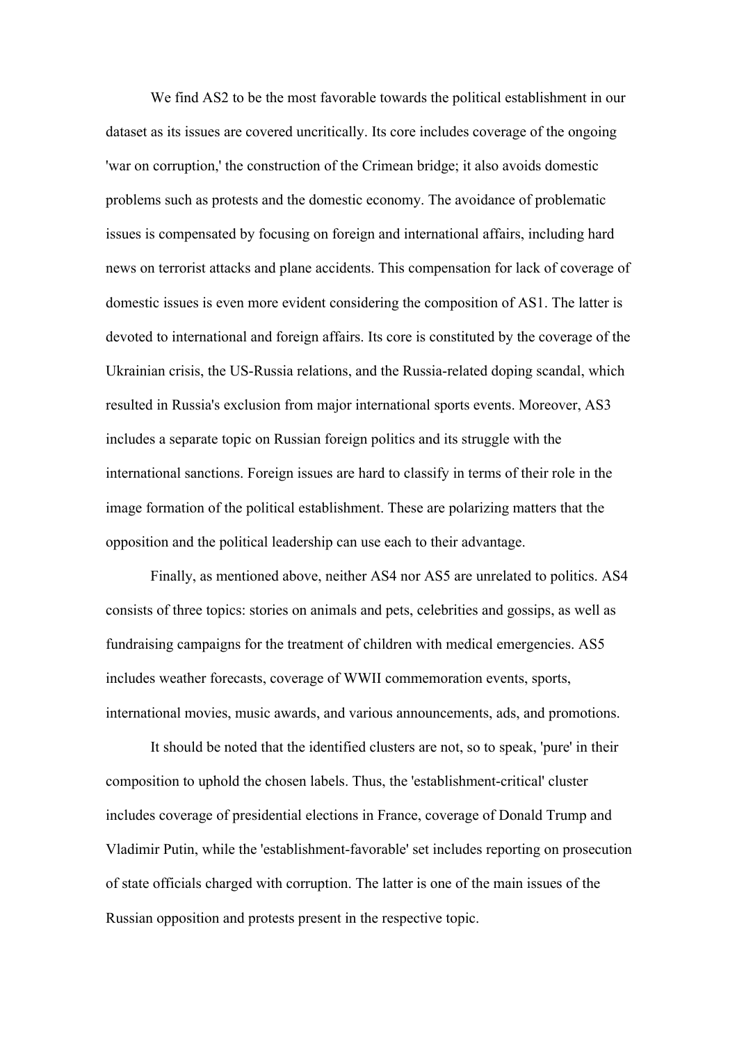We find AS2 to be the most favorable towards the political establishment in our dataset as its issues are covered uncritically. Its core includes coverage of the ongoing 'war on corruption,' the construction of the Crimean bridge; it also avoids domestic problems such as protests and the domestic economy. The avoidance of problematic issues is compensated by focusing on foreign and international affairs, including hard news on terrorist attacks and plane accidents. This compensation for lack of coverage of domestic issues is even more evident considering the composition of AS1. The latter is devoted to international and foreign affairs. Its core is constituted by the coverage of the Ukrainian crisis, the US-Russia relations, and the Russia-related doping scandal, which resulted in Russia's exclusion from major international sports events. Moreover, AS3 includes a separate topic on Russian foreign politics and its struggle with the international sanctions. Foreign issues are hard to classify in terms of their role in the image formation of the political establishment. These are polarizing matters that the opposition and the political leadership can use each to their advantage.

Finally, as mentioned above, neither AS4 nor AS5 are unrelated to politics. AS4 consists of three topics: stories on animals and pets, celebrities and gossips, as well as fundraising campaigns for the treatment of children with medical emergencies. AS5 includes weather forecasts, coverage of WWII commemoration events, sports, international movies, music awards, and various announcements, ads, and promotions.

It should be noted that the identified clusters are not, so to speak, 'pure' in their composition to uphold the chosen labels. Thus, the 'establishment-critical' cluster includes coverage of presidential elections in France, coverage of Donald Trump and Vladimir Putin, while the 'establishment-favorable' set includes reporting on prosecution of state officials charged with corruption. The latter is one of the main issues of the Russian opposition and protests present in the respective topic.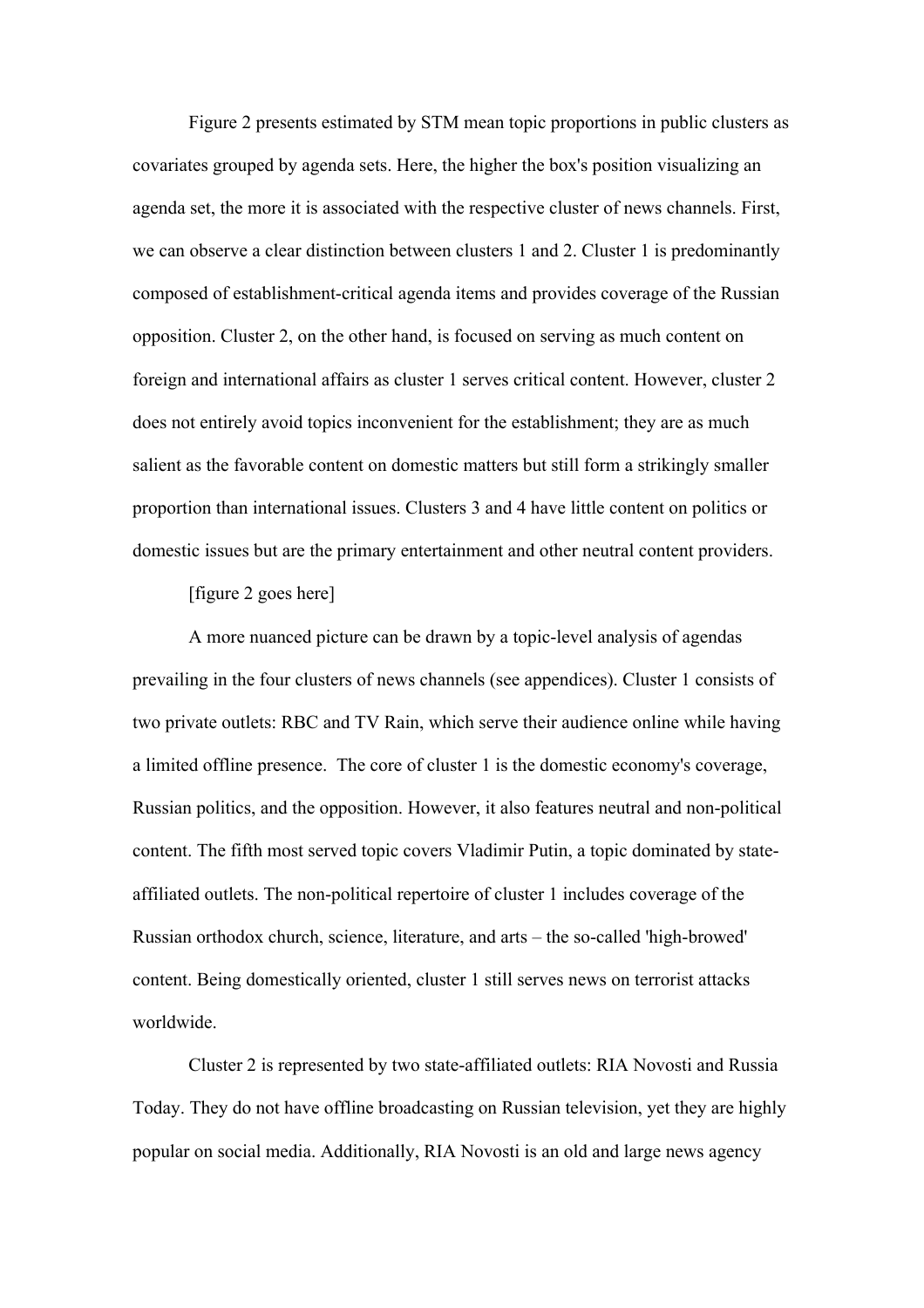Figure 2 presents estimated by STM mean topic proportions in public clusters as covariates grouped by agenda sets. Here, the higher the box's position visualizing an agenda set, the more it is associated with the respective cluster of news channels. First, we can observe a clear distinction between clusters 1 and 2. Cluster 1 is predominantly composed of establishment-critical agenda items and provides coverage of the Russian opposition. Cluster 2, on the other hand, is focused on serving as much content on foreign and international affairs as cluster 1 serves critical content. However, cluster 2 does not entirely avoid topics inconvenient for the establishment; they are as much salient as the favorable content on domestic matters but still form a strikingly smaller proportion than international issues. Clusters 3 and 4 have little content on politics or domestic issues but are the primary entertainment and other neutral content providers.

[figure 2 goes here]

A more nuanced picture can be drawn by a topic-level analysis of agendas prevailing in the four clusters of news channels (see appendices). Cluster 1 consists of two private outlets: RBC and TV Rain, which serve their audience online while having a limited offline presence. The core of cluster 1 is the domestic economy's coverage, Russian politics, and the opposition. However, it also features neutral and non-political content. The fifth most served topic covers Vladimir Putin, a topic dominated by state-affiliated outlets. The non-political repertoire of cluster 1 includes coverage of the Russian orthodox church, science, literature, and arts – the so-called 'high-browed' content. Being domestically oriented, cluster 1 still serves news on terrorist attacks worldwide.

Cluster 2 is represented by two state-affiliated outlets: RIA Novosti and Russia Today. They do not have offline broadcasting on Russian television, yet they are highly popular on social media. Additionally, RIA Novosti is an old and large news agency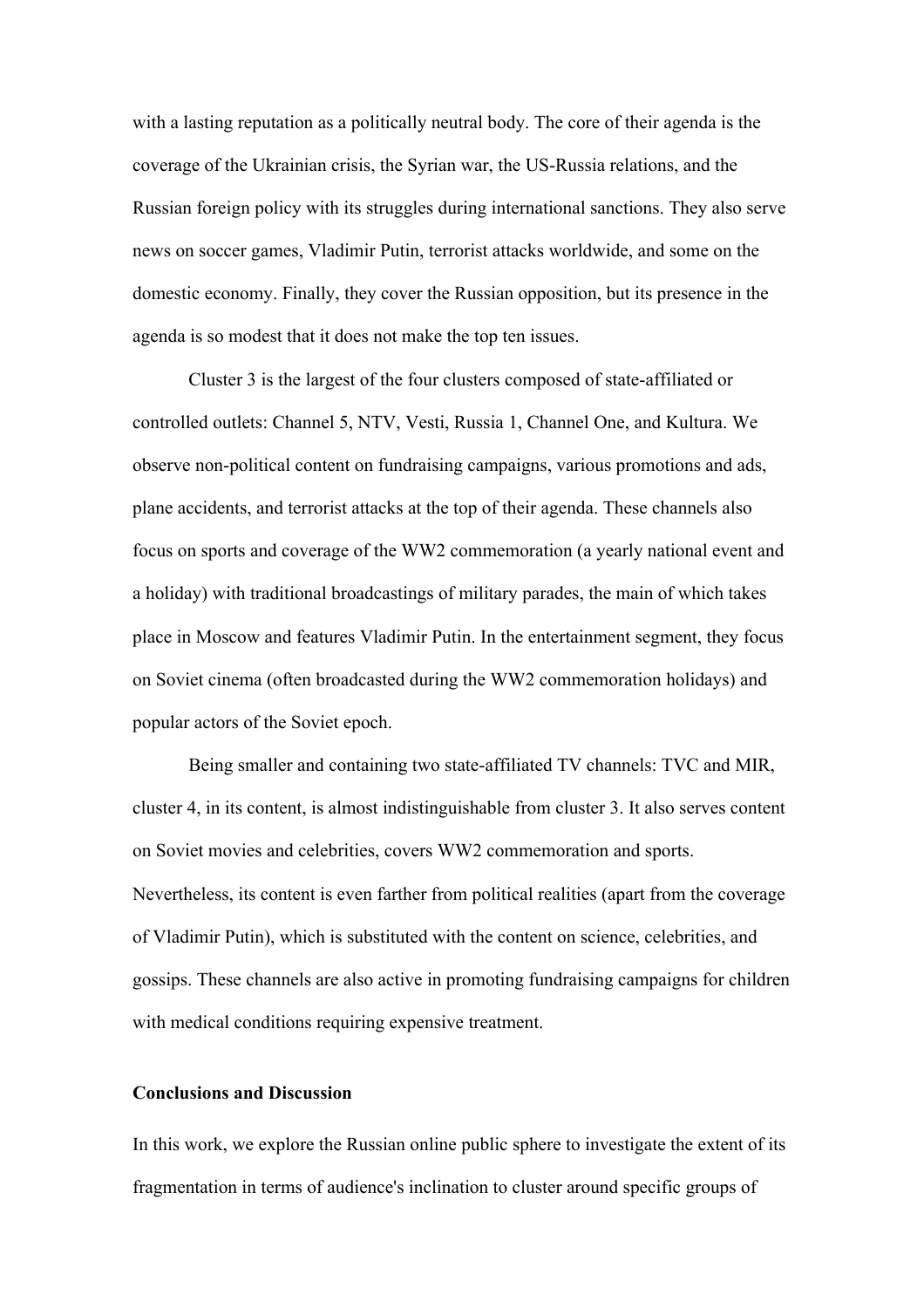with a lasting reputation as a politically neutral body. The core of their agenda is the coverage of the Ukrainian crisis, the Syrian war, the US-Russia relations, and the Russian foreign policy with its struggles during international sanctions. They also serve news on soccer games, Vladimir Putin, terrorist attacks worldwide, and some on the domestic economy. Finally, they cover the Russian opposition, but its presence in the agenda is so modest that it does not make the top ten issues.

Cluster 3 is the largest of the four clusters composed of state-affiliated or controlled outlets: Channel 5, NTV, Vesti, Russia 1, Channel One, and Kultura. We observe non-political content on fundraising campaigns, various promotions and ads, plane accidents, and terrorist attacks at the top of their agenda. These channels also focus on sports and coverage of the WW2 commemoration (a yearly national event and a holiday) with traditional broadcastings of military parades, the main of which takes place in Moscow and features Vladimir Putin. In the entertainment segment, they focus on Soviet cinema (often broadcasted during the WW2 commemoration holidays) and popular actors of the Soviet epoch.

Being smaller and containing two state-affiliated TV channels: TVC and MIR, cluster 4, in its content, is almost indistinguishable from cluster 3. It also serves content on Soviet movies and celebrities, covers WW2 commemoration and sports. Nevertheless, its content is even farther from political realities (apart from the coverage of Vladimir Putin), which is substituted with the content on science, celebrities, and gossips. These channels are also active in promoting fundraising campaigns for children with medical conditions requiring expensive treatment.

## Conclusions and Discussion

In this work, we explore the Russian online public sphere to investigate the extent of its fragmentation in terms of audience's inclination to cluster around specific groups of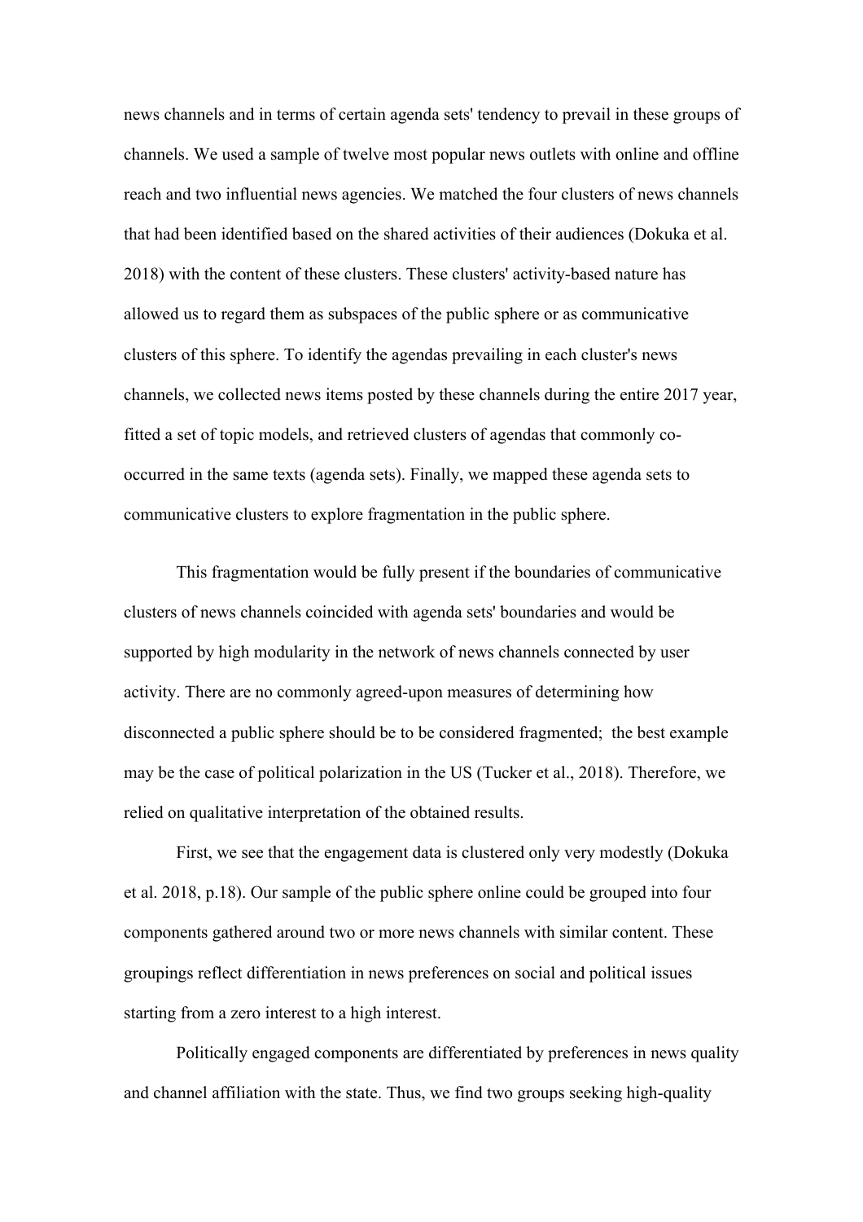news channels and in terms of certain agenda sets' tendency to prevail in these groups of channels. We used a sample of twelve most popular news outlets with online and offline reach and two influential news agencies. We matched the four clusters of news channels that had been identified based on the shared activities of their audiences (Dokuka et al. 2018) with the content of these clusters. These clusters' activity-based nature has allowed us to regard them as subspaces of the public sphere or as communicative clusters of this sphere. To identify the agendas prevailing in each cluster's news channels, we collected news items posted by these channels during the entire 2017 year, fitted a set of topic models, and retrieved clusters of agendas that commonly co-occurred in the same texts (agenda sets). Finally, we mapped these agenda sets to communicative clusters to explore fragmentation in the public sphere.

This fragmentation would be fully present if the boundaries of communicative clusters of news channels coincided with agenda sets' boundaries and would be supported by high modularity in the network of news channels connected by user activity. There are no commonly agreed-upon measures of determining how disconnected a public sphere should be to be considered fragmented;  the best example may be the case of political polarization in the US (Tucker et al., 2018). Therefore, we relied on qualitative interpretation of the obtained results.

First, we see that the engagement data is clustered only very modestly (Dokuka et al. 2018, p.18). Our sample of the public sphere online could be grouped into four components gathered around two or more news channels with similar content. These groupings reflect differentiation in news preferences on social and political issues starting from a zero interest to a high interest.

Politically engaged components are differentiated by preferences in news quality and channel affiliation with the state. Thus, we find two groups seeking high-quality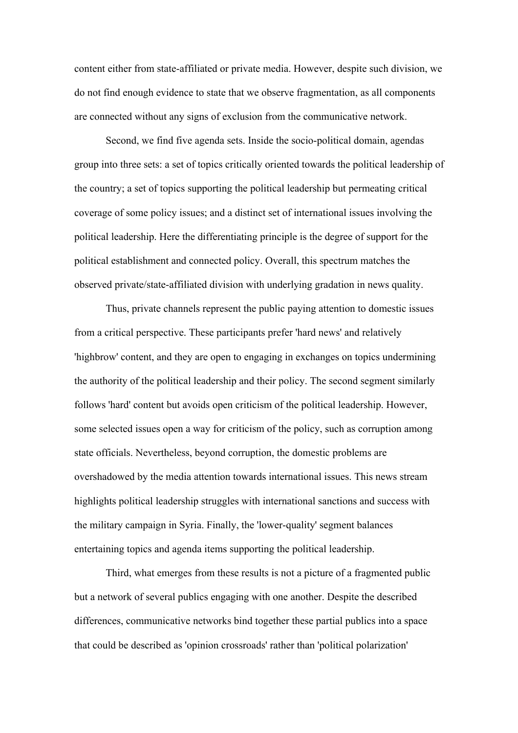content either from state-affiliated or private media. However, despite such division, we do not find enough evidence to state that we observe fragmentation, as all components are connected without any signs of exclusion from the communicative network.

Second, we find five agenda sets. Inside the socio-political domain, agendas group into three sets: a set of topics critically oriented towards the political leadership of the country; a set of topics supporting the political leadership but permeating critical coverage of some policy issues; and a distinct set of international issues involving the political leadership. Here the differentiating principle is the degree of support for the political establishment and connected policy. Overall, this spectrum matches the observed private/state-affiliated division with underlying gradation in news quality.

Thus, private channels represent the public paying attention to domestic issues from a critical perspective. These participants prefer 'hard news' and relatively 'highbrow' content, and they are open to engaging in exchanges on topics undermining the authority of the political leadership and their policy. The second segment similarly follows 'hard' content but avoids open criticism of the political leadership. However, some selected issues open a way for criticism of the policy, such as corruption among state officials. Nevertheless, beyond corruption, the domestic problems are overshadowed by the media attention towards international issues. This news stream highlights political leadership struggles with international sanctions and success with the military campaign in Syria. Finally, the 'lower-quality' segment balances entertaining topics and agenda items supporting the political leadership.

Third, what emerges from these results is not a picture of a fragmented public but a network of several publics engaging with one another. Despite the described differences, communicative networks bind together these partial publics into a space that could be described as 'opinion crossroads' rather than 'political polarization'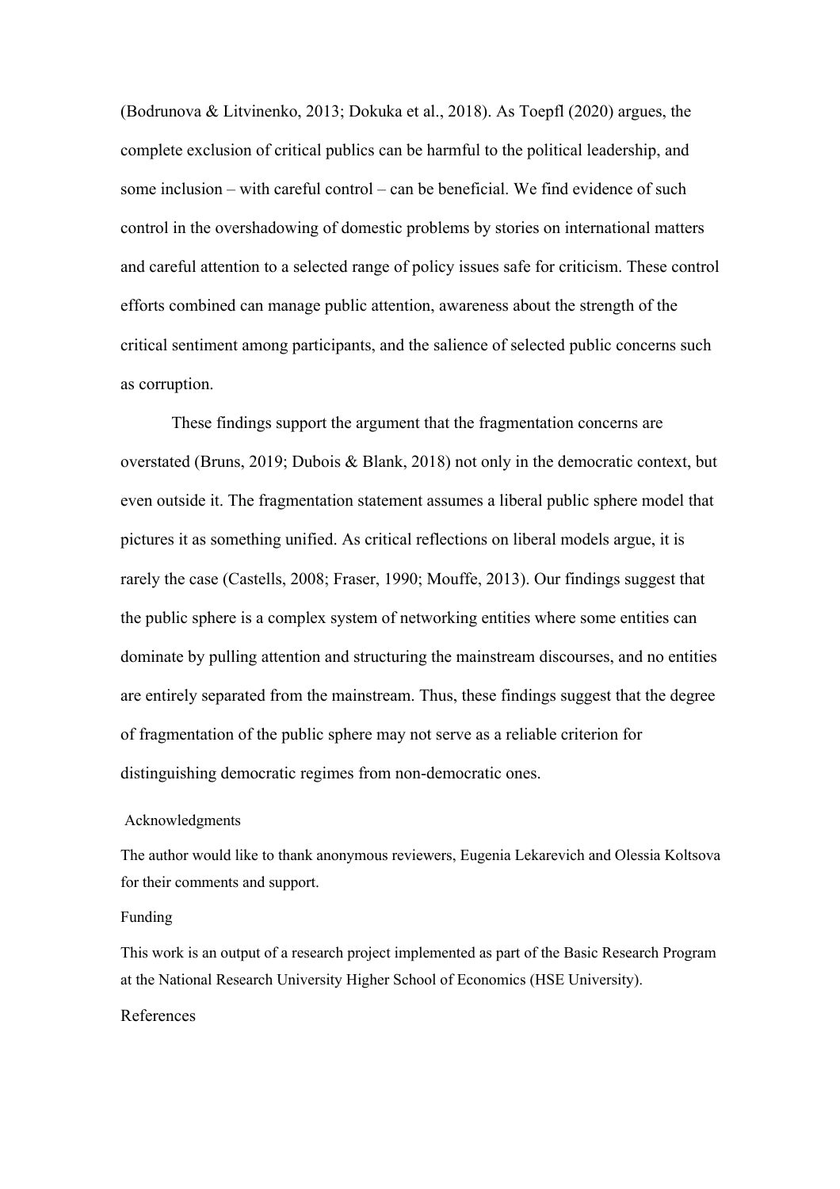(Bodrunova & Litvinenko, 2013; Dokuka et al., 2018). As Toepfl (2020) argues, the complete exclusion of critical publics can be harmful to the political leadership, and some inclusion – with careful control – can be beneficial. We find evidence of such control in the overshadowing of domestic problems by stories on international matters and careful attention to a selected range of policy issues safe for criticism. These control efforts combined can manage public attention, awareness about the strength of the critical sentiment among participants, and the salience of selected public concerns such as corruption.

These findings support the argument that the fragmentation concerns are overstated (Bruns, 2019; Dubois & Blank, 2018) not only in the democratic context, but even outside it. The fragmentation statement assumes a liberal public sphere model that pictures it as something unified. As critical reflections on liberal models argue, it is rarely the case (Castells, 2008; Fraser, 1990; Mouffe, 2013). Our findings suggest that the public sphere is a complex system of networking entities where some entities can dominate by pulling attention and structuring the mainstream discourses, and no entities are entirely separated from the mainstream. Thus, these findings suggest that the degree of fragmentation of the public sphere may not serve as a reliable criterion for distinguishing democratic regimes from non-democratic ones.

## Acknowledgments

The author would like to thank anonymous reviewers, Eugenia Lekarevich and Olessia Koltsova for their comments and support.

## Funding

This work is an output of a research project implemented as part of the Basic Research Program at the National Research University Higher School of Economics (HSE University).

## References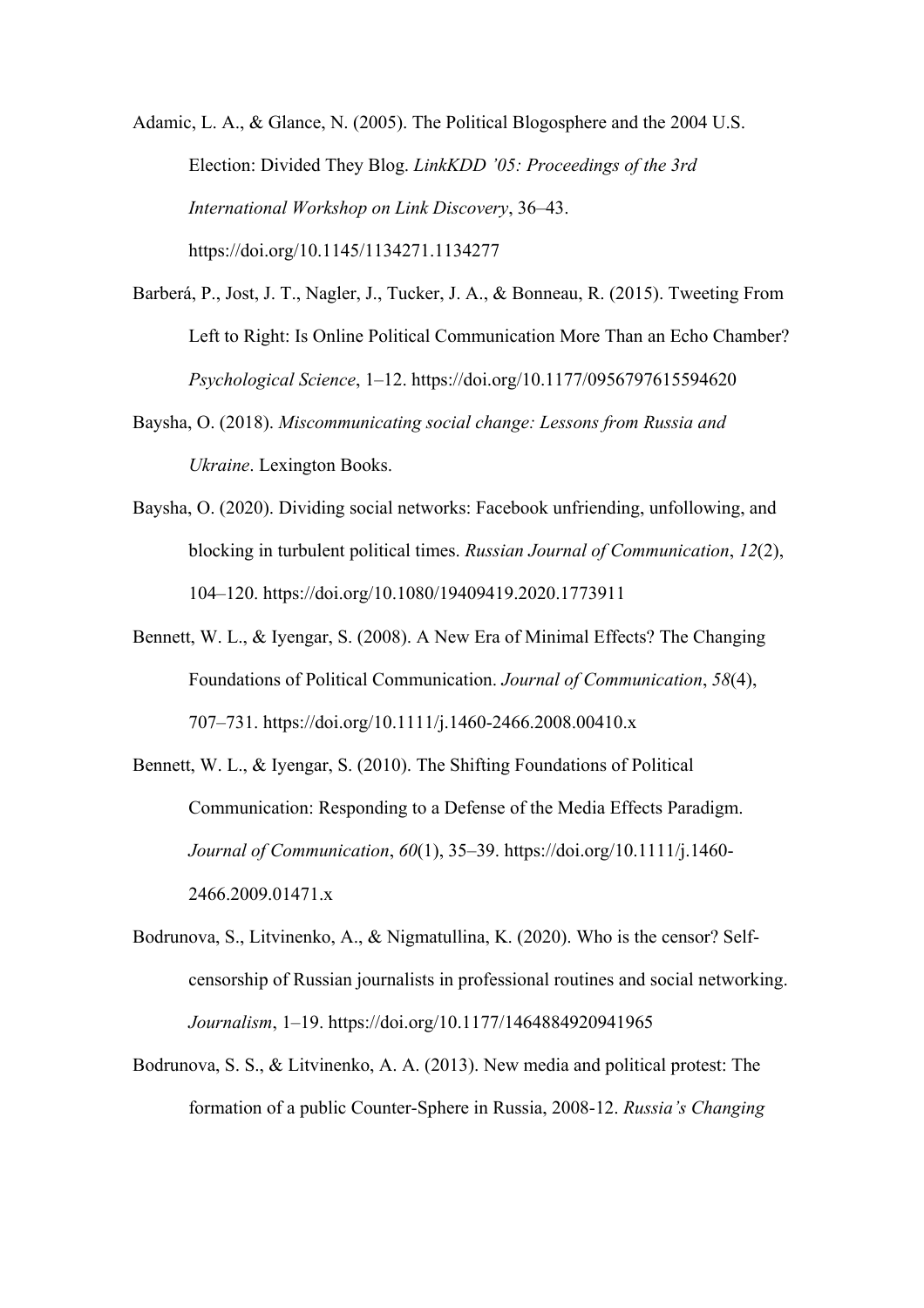Adamic, L. A., & Glance, N. (2005). The Political Blogosphere and the 2004 U.S. Election: Divided They Blog. *LinkKDD '05: Proceedings of the 3rd International Workshop on Link Discovery*, 36–43. https://doi.org/10.1145/1134271.1134277

Barberá, P., Jost, J. T., Nagler, J., Tucker, J. A., & Bonneau, R. (2015). Tweeting From Left to Right: Is Online Political Communication More Than an Echo Chamber? *Psychological Science*, 1–12. https://doi.org/10.1177/0956797615594620

Baysha, O. (2018). *Miscommunicating social change: Lessons from Russia and Ukraine*. Lexington Books.

Baysha, O. (2020). Dividing social networks: Facebook unfriending, unfollowing, and blocking in turbulent political times. *Russian Journal of Communication*, *12*(2), 104–120. https://doi.org/10.1080/19409419.2020.1773911

Bennett, W. L., & Iyengar, S. (2008). A New Era of Minimal Effects? The Changing Foundations of Political Communication. *Journal of Communication*, *58*(4), 707–731. https://doi.org/10.1111/j.1460-2466.2008.00410.x

Bennett, W. L., & Iyengar, S. (2010). The Shifting Foundations of Political Communication: Responding to a Defense of the Media Effects Paradigm. *Journal of Communication*, *60*(1), 35–39. https://doi.org/10.1111/j.1460-2466.2009.01471.x

Bodrunova, S., Litvinenko, A., & Nigmatullina, K. (2020). Who is the censor? Self-censorship of Russian journalists in professional routines and social networking. *Journalism*, 1–19. https://doi.org/10.1177/1464884920941965

Bodrunova, S. S., & Litvinenko, A. A. (2013). New media and political protest: The formation of a public Counter-Sphere in Russia, 2008-12. *Russia's Changing*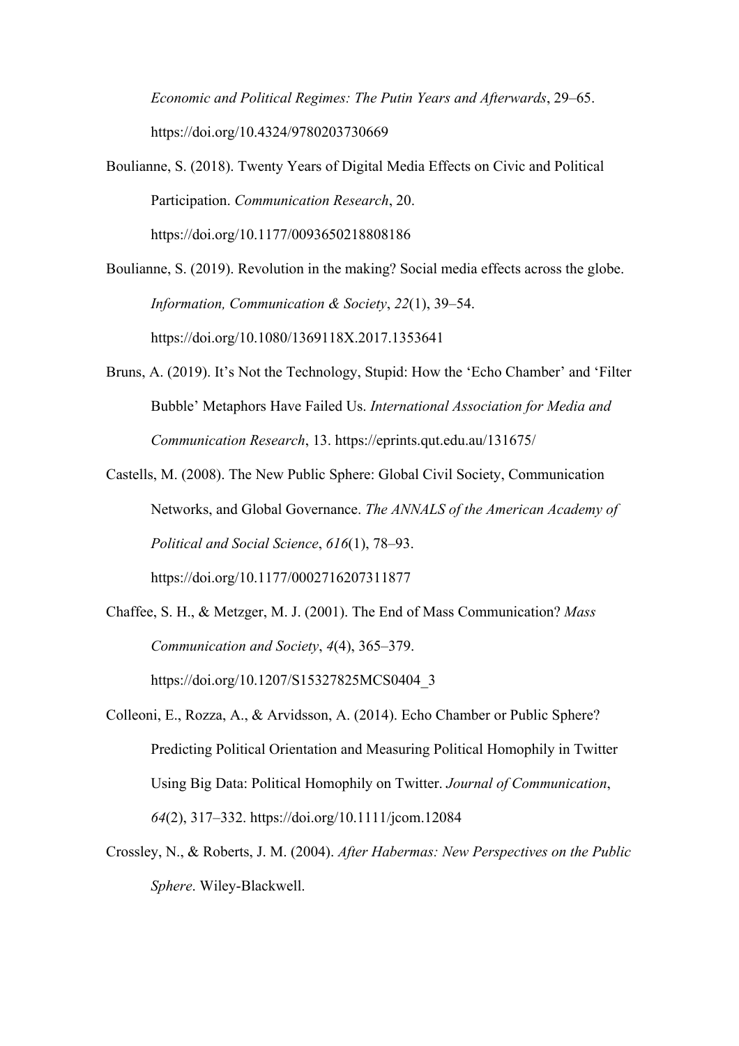*Economic and Political Regimes: The Putin Years and Afterwards*, 29–65. https://doi.org/10.4324/9780203730669

Boulianne, S. (2018). Twenty Years of Digital Media Effects on Civic and Political Participation. *Communication Research*, 20. https://doi.org/10.1177/0093650218808186

Boulianne, S. (2019). Revolution in the making? Social media effects across the globe. *Information, Communication & Society*, *22*(1), 39–54. https://doi.org/10.1080/1369118X.2017.1353641

Bruns, A. (2019). It's Not the Technology, Stupid: How the 'Echo Chamber' and 'Filter Bubble' Metaphors Have Failed Us. *International Association for Media and Communication Research*, 13. https://eprints.qut.edu.au/131675/

Castells, M. (2008). The New Public Sphere: Global Civil Society, Communication Networks, and Global Governance. *The ANNALS of the American Academy of Political and Social Science*, *616*(1), 78–93. https://doi.org/10.1177/0002716207311877

Chaffee, S. H., & Metzger, M. J. (2001). The End of Mass Communication? *Mass Communication and Society*, *4*(4), 365–379. https://doi.org/10.1207/S15327825MCS0404_3

Colleoni, E., Rozza, A., & Arvidsson, A. (2014). Echo Chamber or Public Sphere? Predicting Political Orientation and Measuring Political Homophily in Twitter Using Big Data: Political Homophily on Twitter. *Journal of Communication*, *64*(2), 317–332. https://doi.org/10.1111/jcom.12084

Crossley, N., & Roberts, J. M. (2004). *After Habermas: New Perspectives on the Public Sphere*. Wiley-Blackwell.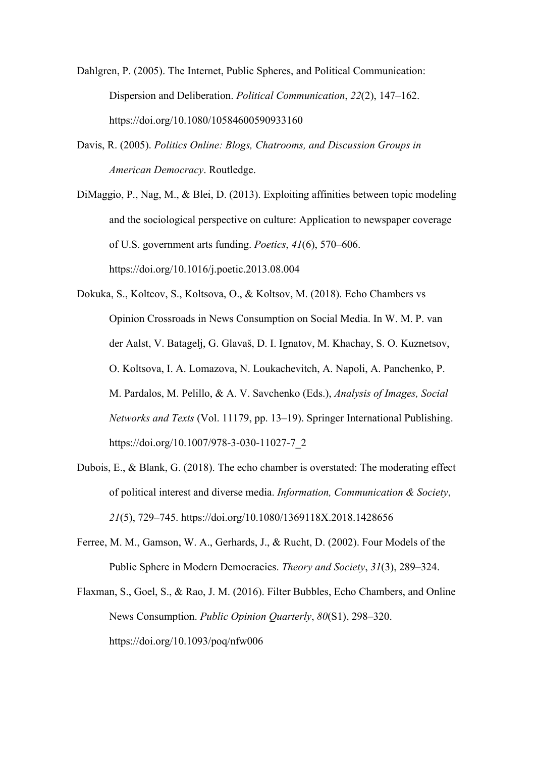Dahlgren, P. (2005). The Internet, Public Spheres, and Political Communication: Dispersion and Deliberation. *Political Communication*, *22*(2), 147–162. https://doi.org/10.1080/10584600590933160

Davis, R. (2005). *Politics Online: Blogs, Chatrooms, and Discussion Groups in American Democracy*. Routledge.

DiMaggio, P., Nag, M., & Blei, D. (2013). Exploiting affinities between topic modeling and the sociological perspective on culture: Application to newspaper coverage of U.S. government arts funding. *Poetics*, *41*(6), 570–606. https://doi.org/10.1016/j.poetic.2013.08.004

Dokuka, S., Koltcov, S., Koltsova, O., & Koltsov, M. (2018). Echo Chambers vs Opinion Crossroads in News Consumption on Social Media. In W. M. P. van der Aalst, V. Batagelj, G. Glavaš, D. I. Ignatov, M. Khachay, S. O. Kuznetsov, O. Koltsova, I. A. Lomazova, N. Loukachevitch, A. Napoli, A. Panchenko, P. M. Pardalos, M. Pelillo, & A. V. Savchenko (Eds.), *Analysis of Images, Social Networks and Texts* (Vol. 11179, pp. 13–19). Springer International Publishing. https://doi.org/10.1007/978-3-030-11027-7_2

Dubois, E., & Blank, G. (2018). The echo chamber is overstated: The moderating effect of political interest and diverse media. *Information, Communication & Society*, *21*(5), 729–745. https://doi.org/10.1080/1369118X.2018.1428656

Ferree, M. M., Gamson, W. A., Gerhards, J., & Rucht, D. (2002). Four Models of the Public Sphere in Modern Democracies. *Theory and Society*, *31*(3), 289–324.

Flaxman, S., Goel, S., & Rao, J. M. (2016). Filter Bubbles, Echo Chambers, and Online News Consumption. *Public Opinion Quarterly*, *80*(S1), 298–320. https://doi.org/10.1093/poq/nfw006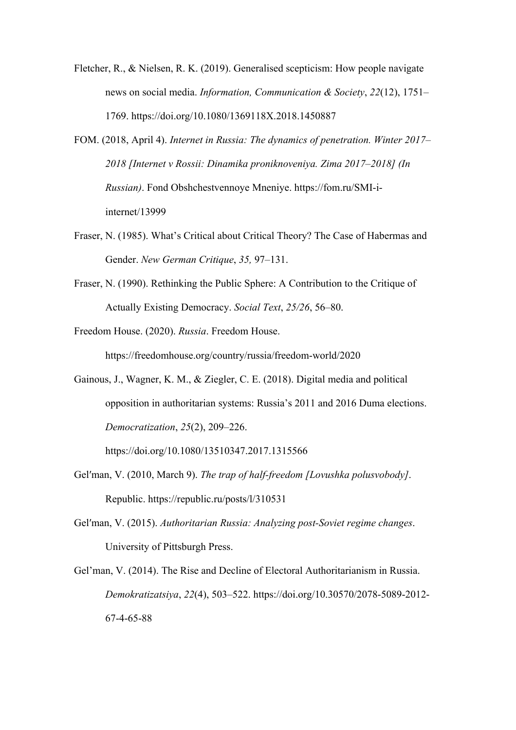Fletcher, R., & Nielsen, R. K. (2019). Generalised scepticism: How people navigate news on social media. *Information, Communication & Society*, *22*(12), 1751–1769. https://doi.org/10.1080/1369118X.2018.1450887

FOM. (2018, April 4). *Internet in Russia: The dynamics of penetration. Winter 2017–2018 [Internet v Rossii: Dinamika proniknoveniya. Zima 2017–2018] (In Russian)*. Fond Obshchestvennoye Mneniye. https://fom.ru/SMI-i-internet/13999

Fraser, N. (1985). What's Critical about Critical Theory? The Case of Habermas and Gender. *New German Critique*, *35,* 97–131.

Fraser, N. (1990). Rethinking the Public Sphere: A Contribution to the Critique of Actually Existing Democracy. *Social Text*, *25/26*, 56–80.

Freedom House. (2020). *Russia*. Freedom House. https://freedomhouse.org/country/russia/freedom-world/2020

Gainous, J., Wagner, K. M., & Ziegler, C. E. (2018). Digital media and political opposition in authoritarian systems: Russia's 2011 and 2016 Duma elections. *Democratization*, *25*(2), 209–226. https://doi.org/10.1080/13510347.2017.1315566

Gel′man, V. (2010, March 9). *The trap of half-freedom [Lovushka polusvobody]*. Republic. https://republic.ru/posts/l/310531

Gel′man, V. (2015). *Authoritarian Russia: Analyzing post-Soviet regime changes*. University of Pittsburgh Press.

Gel'man, V. (2014). The Rise and Decline of Electoral Authoritarianism in Russia. *Demokratizatsiya*, *22*(4), 503–522. https://doi.org/10.30570/2078-5089-2012-67-4-65-88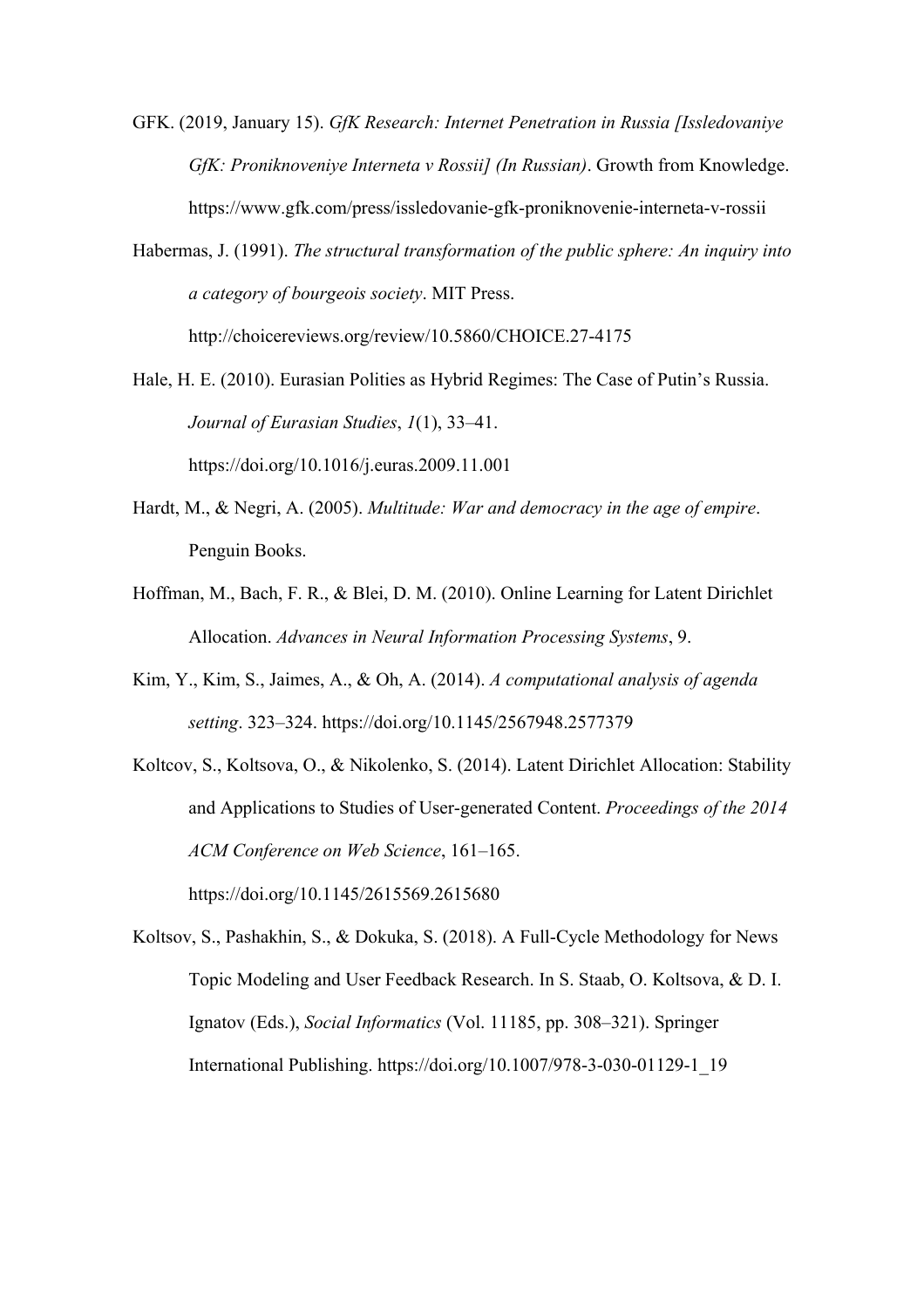GFK. (2019, January 15). *GfK Research: Internet Penetration in Russia [Issledovaniye GfK: Proniknoveniye Interneta v Rossii] (In Russian)*. Growth from Knowledge. https://www.gfk.com/press/issledovanie-gfk-proniknovenie-interneta-v-rossii

Habermas, J. (1991). *The structural transformation of the public sphere: An inquiry into a category of bourgeois society*. MIT Press. http://choicereviews.org/review/10.5860/CHOICE.27-4175

Hale, H. E. (2010). Eurasian Polities as Hybrid Regimes: The Case of Putin's Russia. *Journal of Eurasian Studies*, *1*(1), 33–41. https://doi.org/10.1016/j.euras.2009.11.001

Hardt, M., & Negri, A. (2005). *Multitude: War and democracy in the age of empire*. Penguin Books.

Hoffman, M., Bach, F. R., & Blei, D. M. (2010). Online Learning for Latent Dirichlet Allocation. *Advances in Neural Information Processing Systems*, 9.

Kim, Y., Kim, S., Jaimes, A., & Oh, A. (2014). *A computational analysis of agenda setting*. 323–324. https://doi.org/10.1145/2567948.2577379

Koltcov, S., Koltsova, O., & Nikolenko, S. (2014). Latent Dirichlet Allocation: Stability and Applications to Studies of User-generated Content. *Proceedings of the 2014 ACM Conference on Web Science*, 161–165. https://doi.org/10.1145/2615569.2615680

Koltsov, S., Pashakhin, S., & Dokuka, S. (2018). A Full-Cycle Methodology for News Topic Modeling and User Feedback Research. In S. Staab, O. Koltsova, & D. I. Ignatov (Eds.), *Social Informatics* (Vol. 11185, pp. 308–321). Springer International Publishing. https://doi.org/10.1007/978-3-030-01129-1_19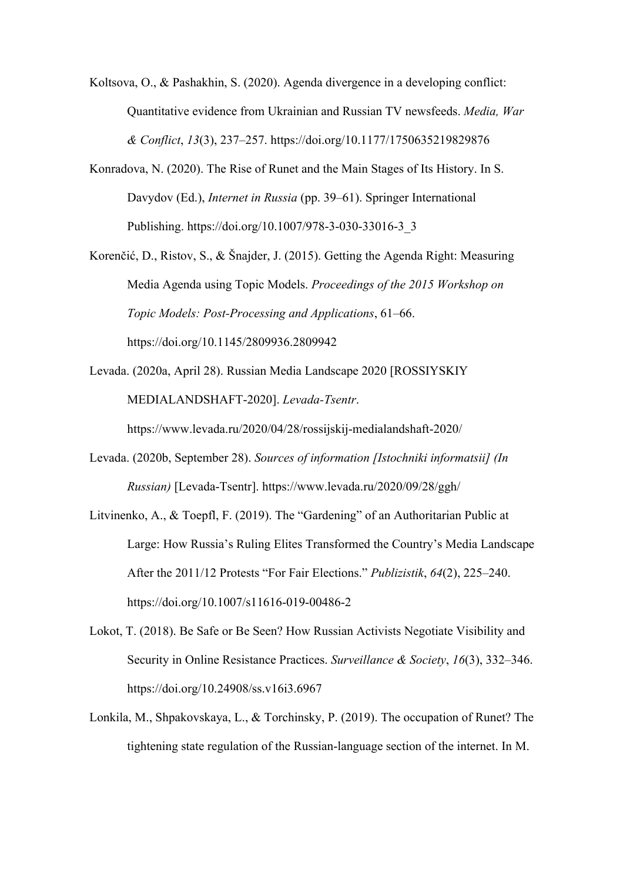Koltsova, O., & Pashakhin, S. (2020). Agenda divergence in a developing conflict: Quantitative evidence from Ukrainian and Russian TV newsfeeds. *Media, War & Conflict*, *13*(3), 237–257. https://doi.org/10.1177/1750635219829876

Konradova, N. (2020). The Rise of Runet and the Main Stages of Its History. In S. Davydov (Ed.), *Internet in Russia* (pp. 39–61). Springer International Publishing. https://doi.org/10.1007/978-3-030-33016-3_3

Korenčić, D., Ristov, S., & Šnajder, J. (2015). Getting the Agenda Right: Measuring Media Agenda using Topic Models. *Proceedings of the 2015 Workshop on Topic Models: Post-Processing and Applications*, 61–66. https://doi.org/10.1145/2809936.2809942

Levada. (2020a, April 28). Russian Media Landscape 2020 [ROSSIYSKIY MEDIALANDSHAFT-2020]. *Levada-Tsentr*. https://www.levada.ru/2020/04/28/rossijskij-medialandshaft-2020/

Levada. (2020b, September 28). *Sources of information [Istochniki informatsii] (In Russian)* [Levada-Tsentr]. https://www.levada.ru/2020/09/28/ggh/

Litvinenko, A., & Toepfl, F. (2019). The "Gardening" of an Authoritarian Public at Large: How Russia's Ruling Elites Transformed the Country's Media Landscape After the 2011/12 Protests "For Fair Elections." *Publizistik*, *64*(2), 225–240. https://doi.org/10.1007/s11616-019-00486-2

Lokot, T. (2018). Be Safe or Be Seen? How Russian Activists Negotiate Visibility and Security in Online Resistance Practices. *Surveillance & Society*, *16*(3), 332–346. https://doi.org/10.24908/ss.v16i3.6967

Lonkila, M., Shpakovskaya, L., & Torchinsky, P. (2019). The occupation of Runet? The tightening state regulation of the Russian-language section of the internet. In M.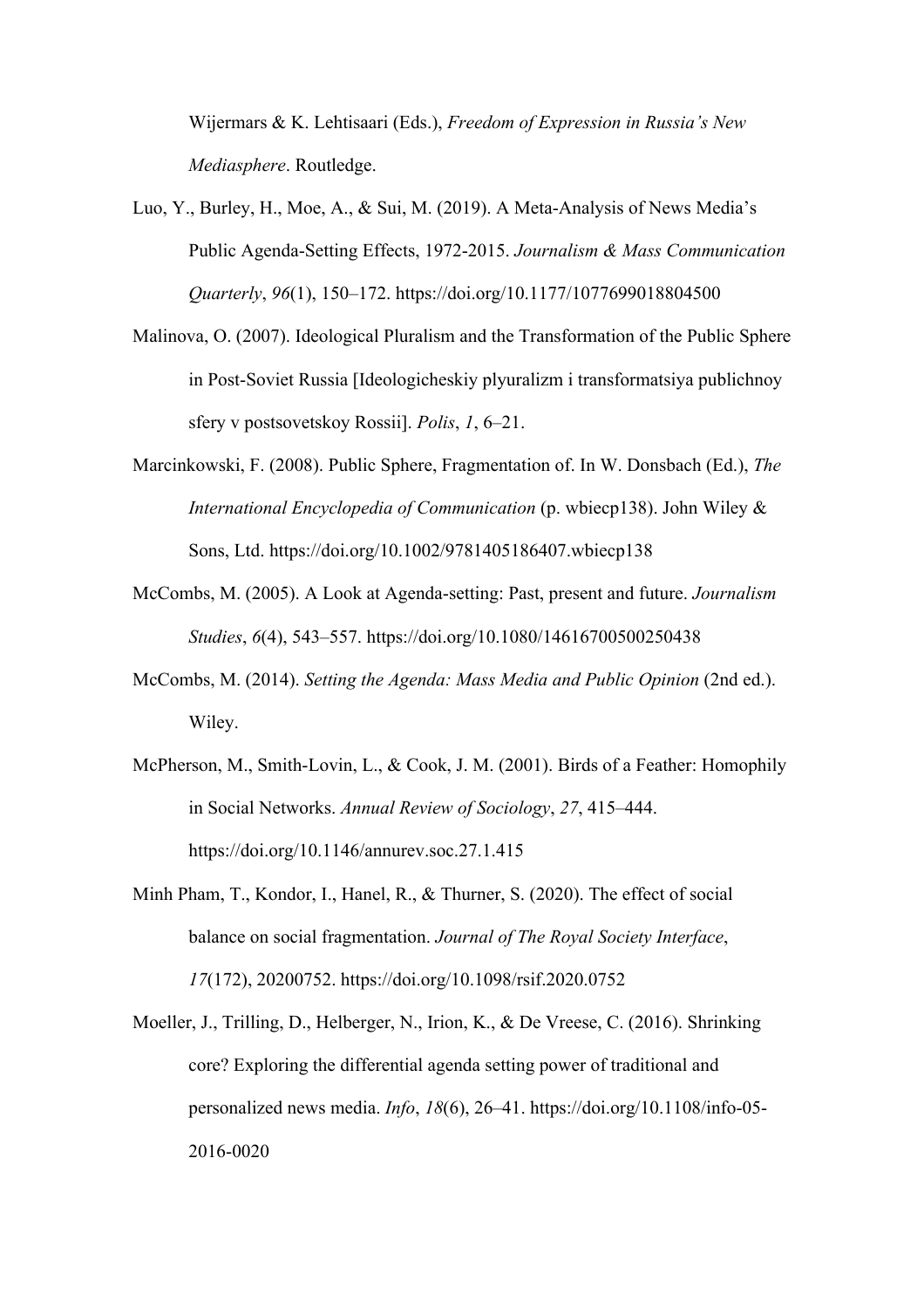Wijermars & K. Lehtisaari (Eds.), *Freedom of Expression in Russia's New Mediasphere*. Routledge.

Luo, Y., Burley, H., Moe, A., & Sui, M. (2019). A Meta-Analysis of News Media's Public Agenda-Setting Effects, 1972-2015. *Journalism & Mass Communication Quarterly*, *96*(1), 150–172. https://doi.org/10.1177/1077699018804500

Malinova, O. (2007). Ideological Pluralism and the Transformation of the Public Sphere in Post-Soviet Russia [Ideologicheskiy plyuralizm i transformatsiya publichnoy sfery v postsovetskoy Rossii]. *Polis*, *1*, 6–21.

Marcinkowski, F. (2008). Public Sphere, Fragmentation of. In W. Donsbach (Ed.), *The International Encyclopedia of Communication* (p. wbiecp138). John Wiley & Sons, Ltd. https://doi.org/10.1002/9781405186407.wbiecp138

McCombs, M. (2005). A Look at Agenda-setting: Past, present and future. *Journalism Studies*, *6*(4), 543–557. https://doi.org/10.1080/14616700500250438

McCombs, M. (2014). *Setting the Agenda: Mass Media and Public Opinion* (2nd ed.). Wiley.

McPherson, M., Smith-Lovin, L., & Cook, J. M. (2001). Birds of a Feather: Homophily in Social Networks. *Annual Review of Sociology*, *27*, 415–444. https://doi.org/10.1146/annurev.soc.27.1.415

Minh Pham, T., Kondor, I., Hanel, R., & Thurner, S. (2020). The effect of social balance on social fragmentation. *Journal of The Royal Society Interface*, *17*(172), 20200752. https://doi.org/10.1098/rsif.2020.0752

Moeller, J., Trilling, D., Helberger, N., Irion, K., & De Vreese, C. (2016). Shrinking core? Exploring the differential agenda setting power of traditional and personalized news media. *Info*, *18*(6), 26–41. https://doi.org/10.1108/info-05-2016-0020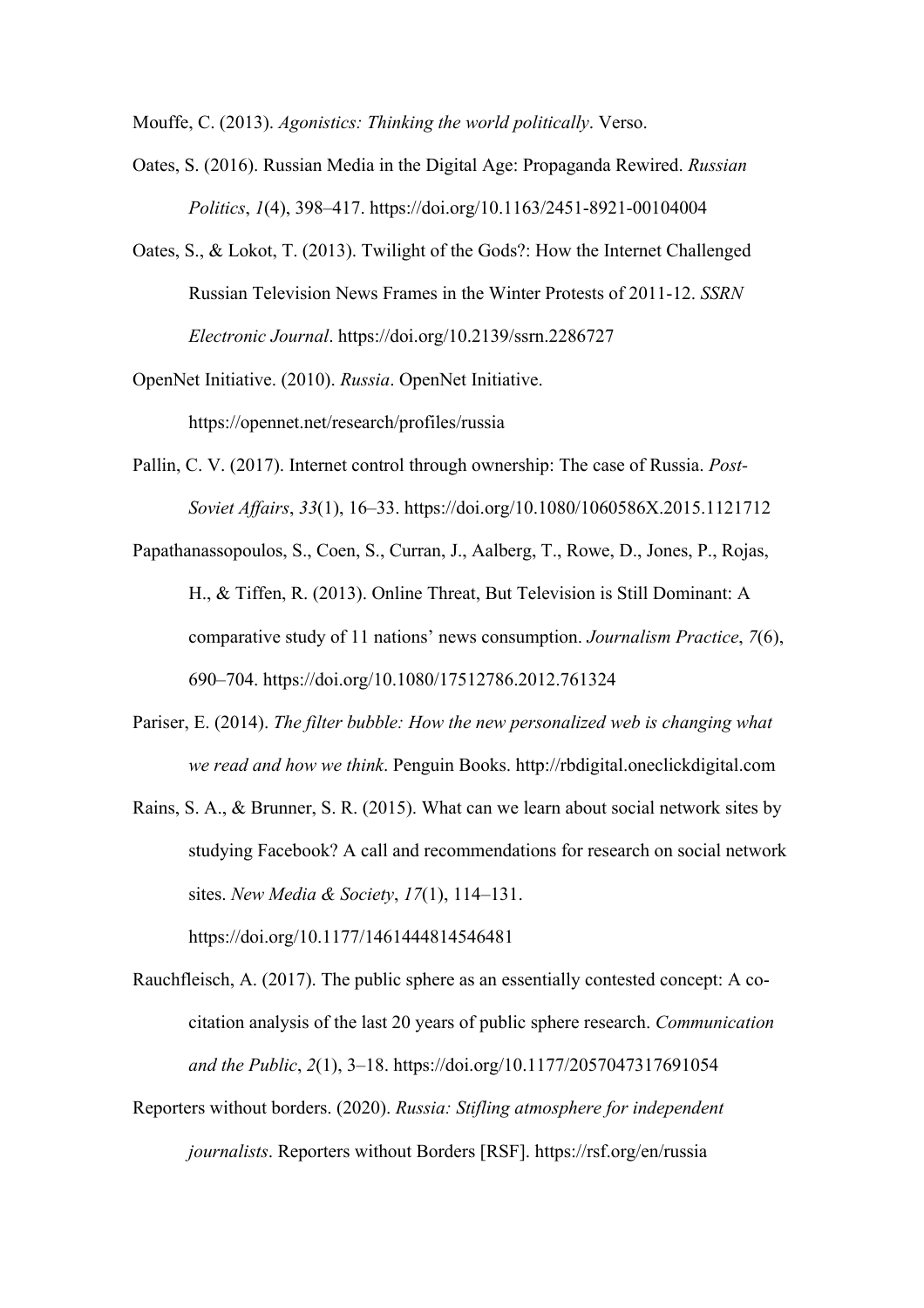Mouffe, C. (2013). *Agonistics: Thinking the world politically*. Verso.

Oates, S. (2016). Russian Media in the Digital Age: Propaganda Rewired. *Russian Politics*, *1*(4), 398–417. https://doi.org/10.1163/2451-8921-00104004

Oates, S., & Lokot, T. (2013). Twilight of the Gods?: How the Internet Challenged Russian Television News Frames in the Winter Protests of 2011-12. *SSRN Electronic Journal*. https://doi.org/10.2139/ssrn.2286727

OpenNet Initiative. (2010). *Russia*. OpenNet Initiative. https://opennet.net/research/profiles/russia

Pallin, C. V. (2017). Internet control through ownership: The case of Russia. *Post-Soviet Affairs*, *33*(1), 16–33. https://doi.org/10.1080/1060586X.2015.1121712

Papathanassopoulos, S., Coen, S., Curran, J., Aalberg, T., Rowe, D., Jones, P., Rojas, H., & Tiffen, R. (2013). Online Threat, But Television is Still Dominant: A comparative study of 11 nations' news consumption. *Journalism Practice*, *7*(6), 690–704. https://doi.org/10.1080/17512786.2012.761324

Pariser, E. (2014). *The filter bubble: How the new personalized web is changing what we read and how we think*. Penguin Books. http://rbdigital.oneclickdigital.com

Rains, S. A., & Brunner, S. R. (2015). What can we learn about social network sites by studying Facebook? A call and recommendations for research on social network sites. *New Media & Society*, *17*(1), 114–131. https://doi.org/10.1177/1461444814546481

Rauchfleisch, A. (2017). The public sphere as an essentially contested concept: A co-citation analysis of the last 20 years of public sphere research. *Communication and the Public*, *2*(1), 3–18. https://doi.org/10.1177/2057047317691054

Reporters without borders. (2020). *Russia: Stifling atmosphere for independent journalists*. Reporters without Borders [RSF]. https://rsf.org/en/russia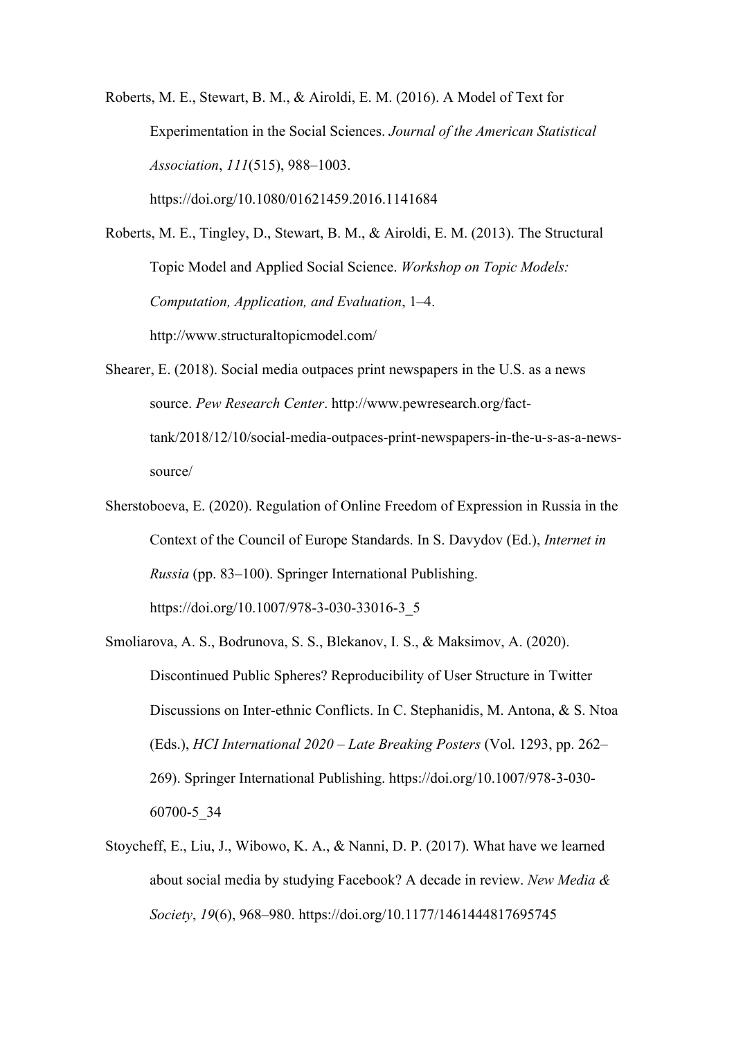Roberts, M. E., Stewart, B. M., & Airoldi, E. M. (2016). A Model of Text for Experimentation in the Social Sciences. *Journal of the American Statistical Association*, *111*(515), 988–1003. https://doi.org/10.1080/01621459.2016.1141684

Roberts, M. E., Tingley, D., Stewart, B. M., & Airoldi, E. M. (2013). The Structural Topic Model and Applied Social Science. *Workshop on Topic Models: Computation, Application, and Evaluation*, 1–4. http://www.structuraltopicmodel.com/

Shearer, E. (2018). Social media outpaces print newspapers in the U.S. as a news source. *Pew Research Center*. http://www.pewresearch.org/fact-tank/2018/12/10/social-media-outpaces-print-newspapers-in-the-u-s-as-a-news-source/

Sherstoboeva, E. (2020). Regulation of Online Freedom of Expression in Russia in the Context of the Council of Europe Standards. In S. Davydov (Ed.), *Internet in Russia* (pp. 83–100). Springer International Publishing. https://doi.org/10.1007/978-3-030-33016-3_5

Smoliarova, A. S., Bodrunova, S. S., Blekanov, I. S., & Maksimov, A. (2020). Discontinued Public Spheres? Reproducibility of User Structure in Twitter Discussions on Inter-ethnic Conflicts. In C. Stephanidis, M. Antona, & S. Ntoa (Eds.), *HCI International 2020 – Late Breaking Posters* (Vol. 1293, pp. 262–269). Springer International Publishing. https://doi.org/10.1007/978-3-030-60700-5_34

Stoycheff, E., Liu, J., Wibowo, K. A., & Nanni, D. P. (2017). What have we learned about social media by studying Facebook? A decade in review. *New Media & Society*, *19*(6), 968–980. https://doi.org/10.1177/1461444817695745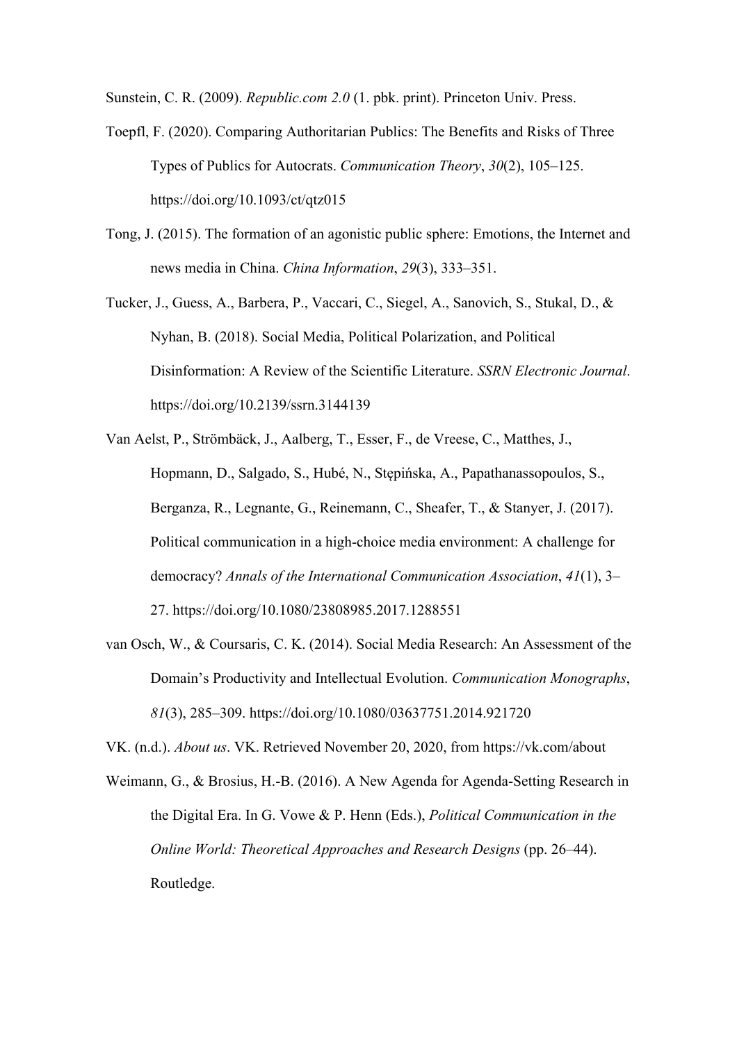Sunstein, C. R. (2009). *Republic.com 2.0* (1. pbk. print). Princeton Univ. Press.

Toepfl, F. (2020). Comparing Authoritarian Publics: The Benefits and Risks of Three Types of Publics for Autocrats. *Communication Theory*, *30*(2), 105–125. https://doi.org/10.1093/ct/qtz015

Tong, J. (2015). The formation of an agonistic public sphere: Emotions, the Internet and news media in China. *China Information*, *29*(3), 333–351.

Tucker, J., Guess, A., Barbera, P., Vaccari, C., Siegel, A., Sanovich, S., Stukal, D., & Nyhan, B. (2018). Social Media, Political Polarization, and Political Disinformation: A Review of the Scientific Literature. *SSRN Electronic Journal*. https://doi.org/10.2139/ssrn.3144139

Van Aelst, P., Strömbäck, J., Aalberg, T., Esser, F., de Vreese, C., Matthes, J., Hopmann, D., Salgado, S., Hubé, N., Stępińska, A., Papathanassopoulos, S., Berganza, R., Legnante, G., Reinemann, C., Sheafer, T., & Stanyer, J. (2017). Political communication in a high-choice media environment: A challenge for democracy? *Annals of the International Communication Association*, *41*(1), 3–27. https://doi.org/10.1080/23808985.2017.1288551

van Osch, W., & Coursaris, C. K. (2014). Social Media Research: An Assessment of the Domain's Productivity and Intellectual Evolution. *Communication Monographs*, *81*(3), 285–309. https://doi.org/10.1080/03637751.2014.921720

VK. (n.d.). *About us*. VK. Retrieved November 20, 2020, from https://vk.com/about

Weimann, G., & Brosius, H.-B. (2016). A New Agenda for Agenda-Setting Research in the Digital Era. In G. Vowe & P. Henn (Eds.), *Political Communication in the Online World: Theoretical Approaches and Research Designs* (pp. 26–44). Routledge.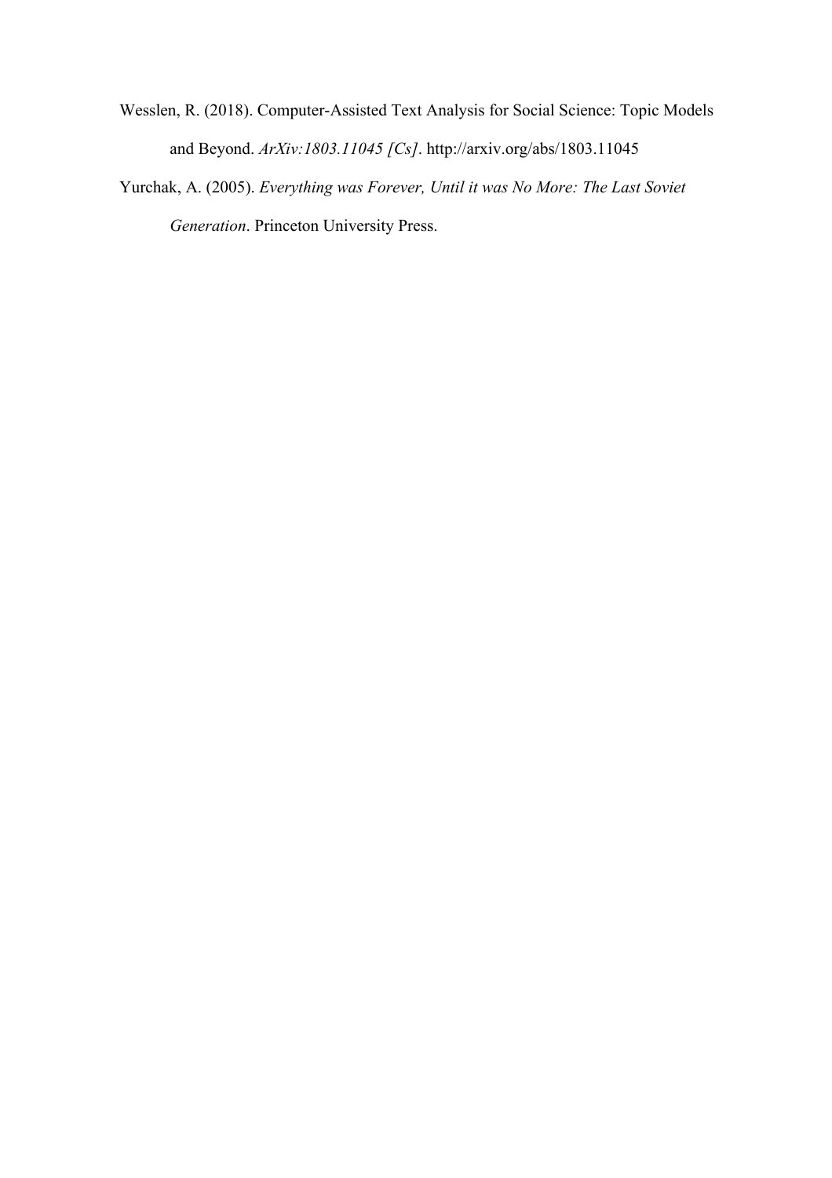Wesslen, R. (2018). Computer-Assisted Text Analysis for Social Science: Topic Models and Beyond. *ArXiv:1803.11045 [Cs]*. http://arxiv.org/abs/1803.11045

Yurchak, A. (2005). *Everything was Forever, Until it was No More: The Last Soviet Generation*. Princeton University Press.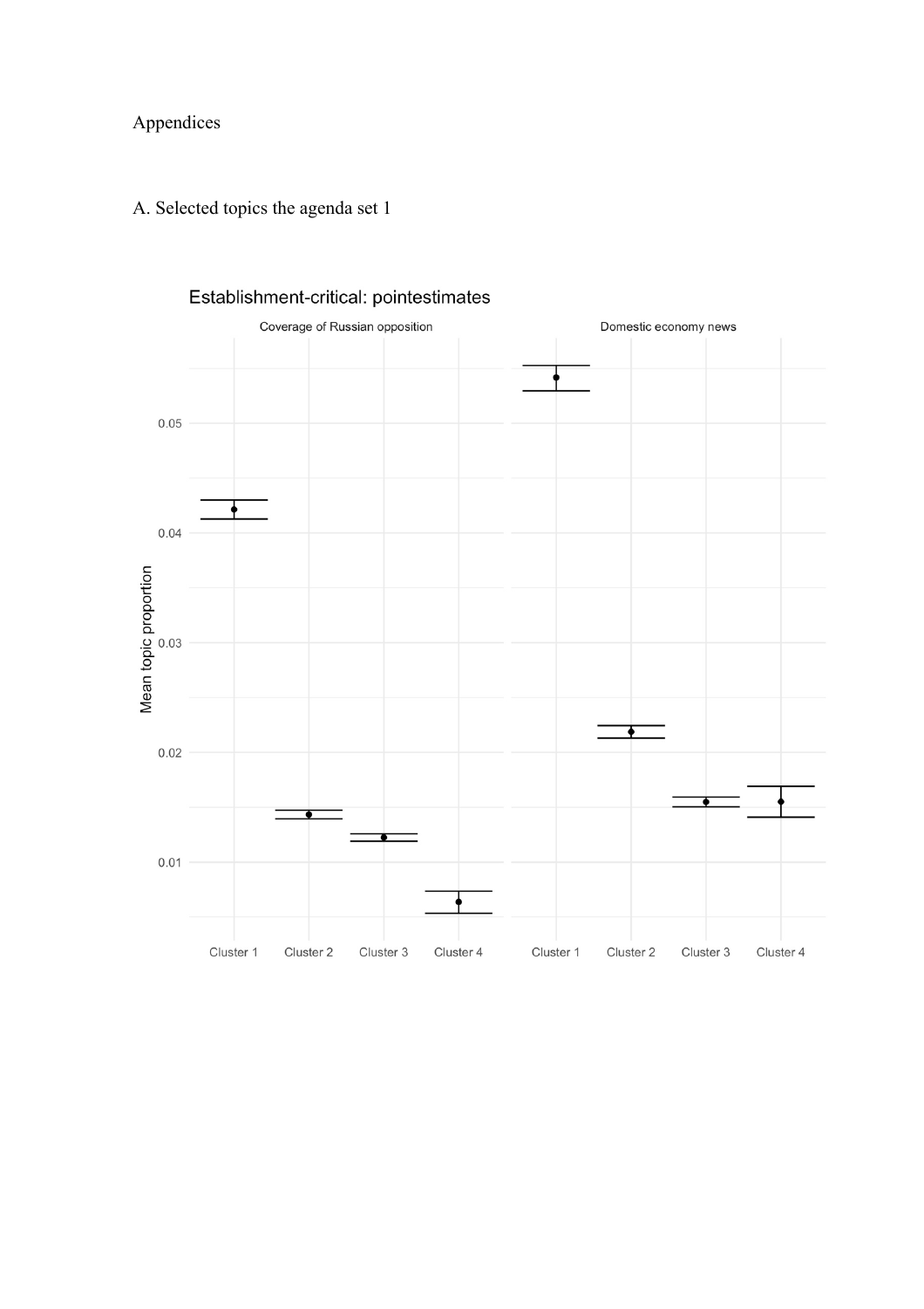# Appendices

## A. Selected topics the agenda set 1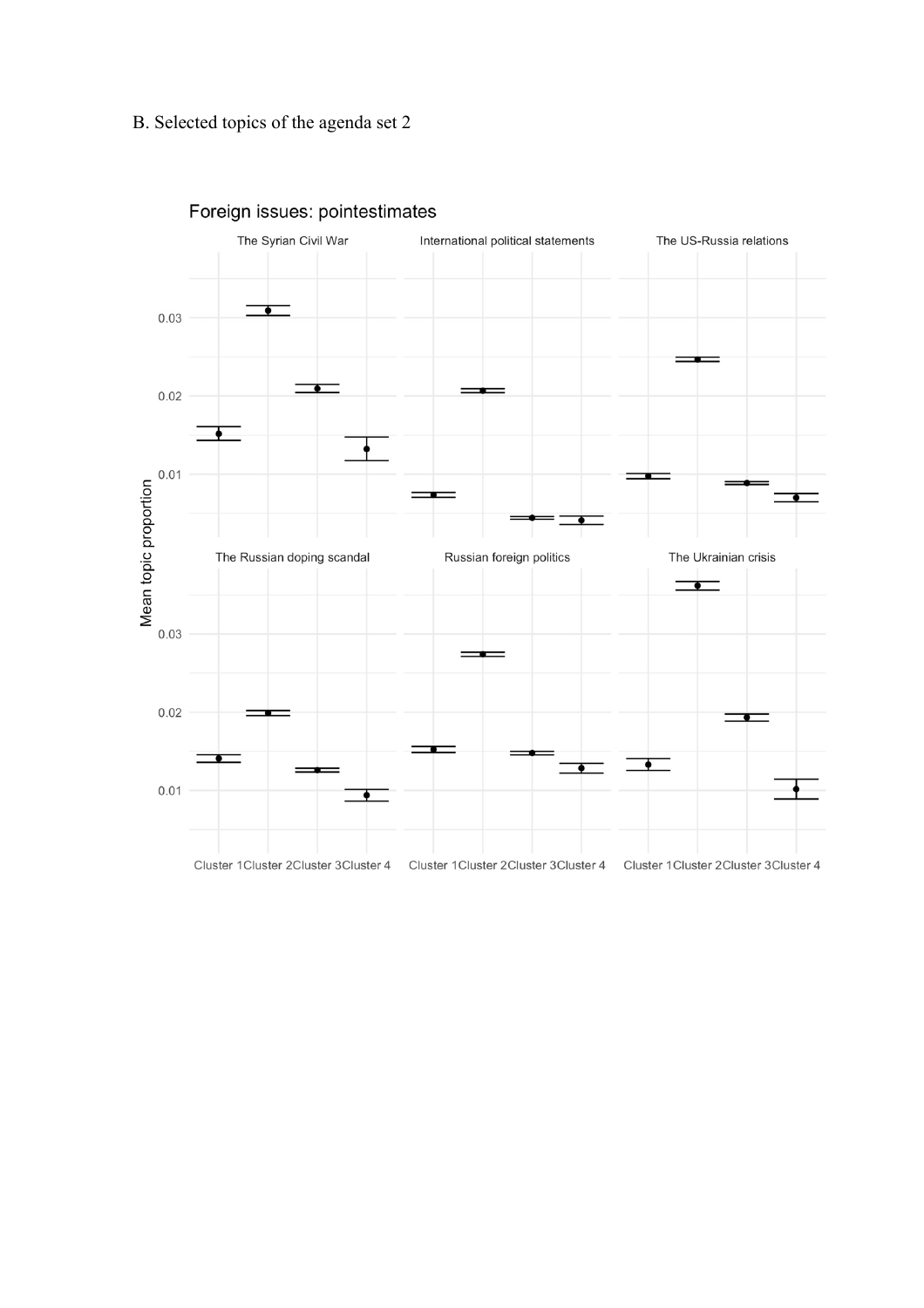B. Selected topics of the agenda set 2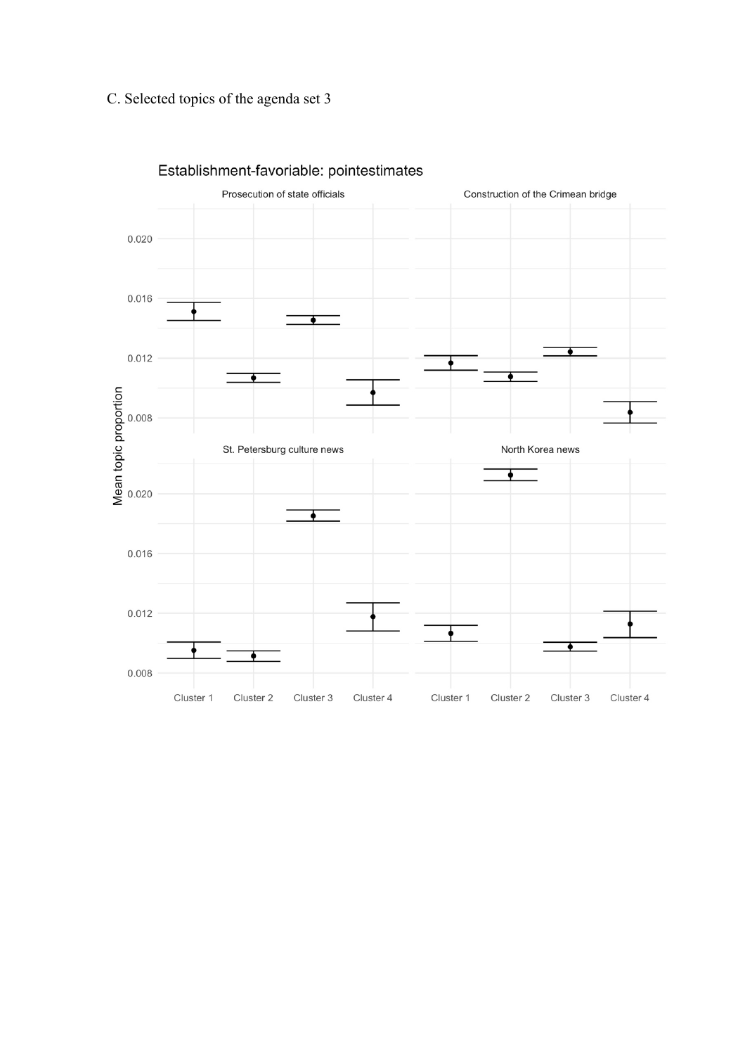C. Selected topics of the agenda set 3

Establishment-favoriable: pointestimates

Prosecution of state officials

Construction of the Crimean bridge

St. Petersburg culture news

North Korea news

Mean topic proportion

0.020
0.016
0.012
0.008

Cluster 1
Cluster 2
Cluster 3
Cluster 4